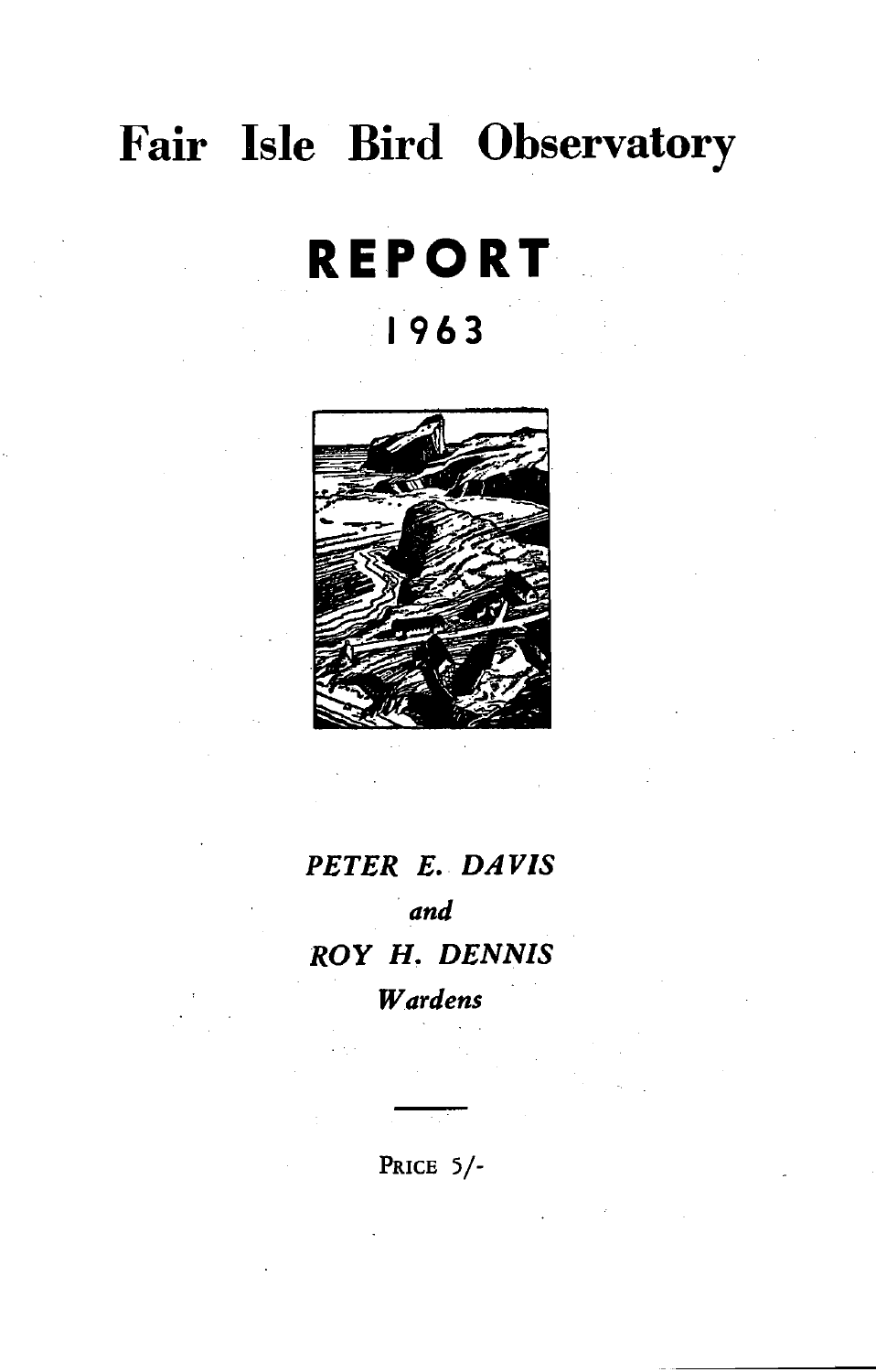# Fair Isle Bird Observatory

# REPORT

## 1963

*PETER E. DAVIS*

*and*

*ROY H. DENNIS*

*Wardens*

---

PRICE 5/-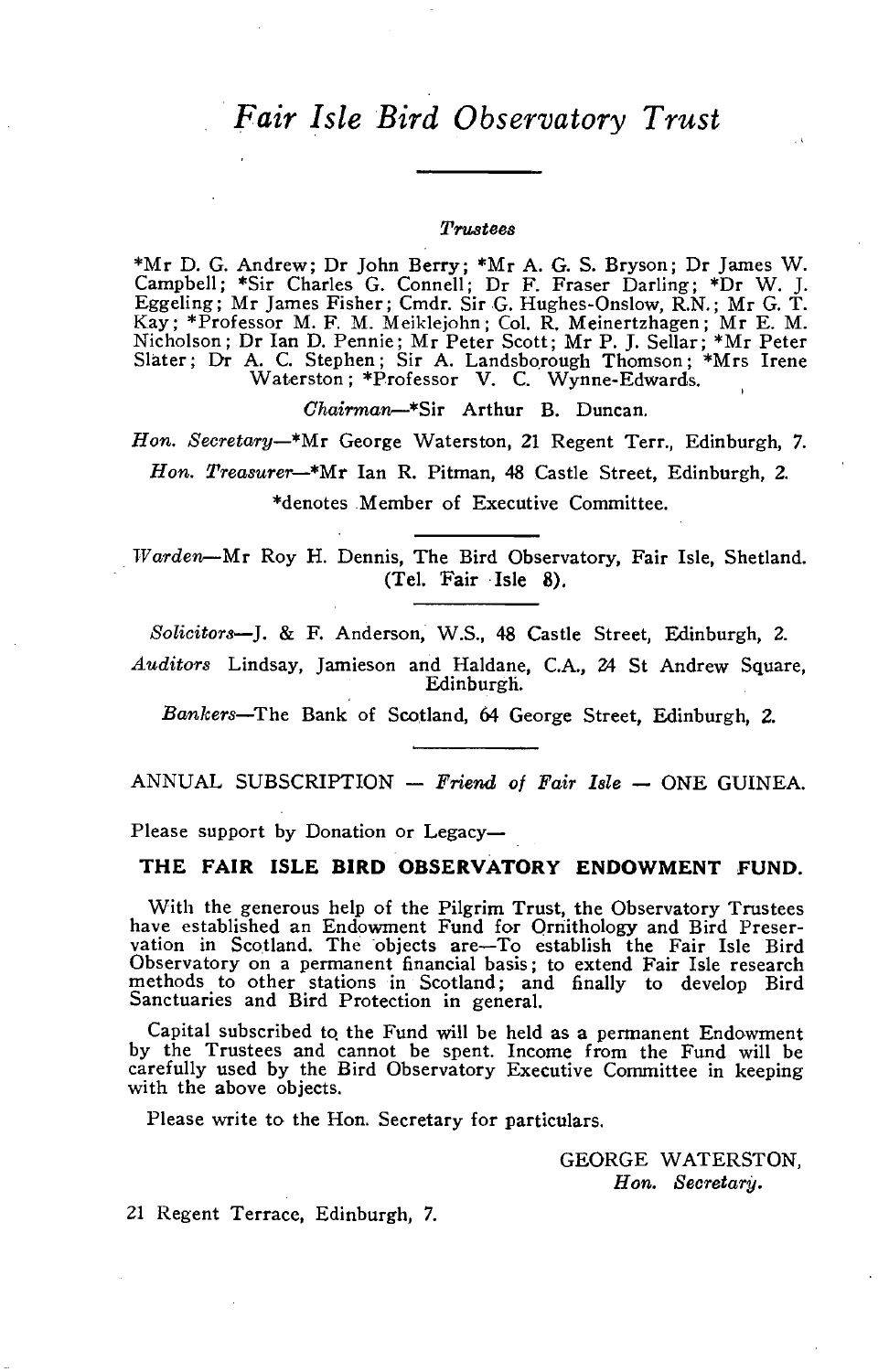# *Fair Isle Bird Observatory Trust*

*Trustees*

*Mr D. G. Andrew; Dr John Berry; *Mr A. G. S. Bryson; Dr James W. Campbell; *Sir Charles G. Connell; Dr F. Fraser Darling; *Dr W. J. Eggeling; Mr James Fisher; Cmdr. Sir G. Hughes-Onslow, R.N.; Mr G. T. Kay; *Professor M. F. M. Meiklejohn; Col. R. Meinertzhagen; Mr E. M. Nicholson; Dr Ian D. Pennie; Mr Peter Scott; Mr P. J. Sellar; *Mr Peter Slater; Dr A. C. Stephen; Sir A. Landsborough Thomson; *Mrs Irene Waterston; *Professor V. C. Wynne-Edwards.

*Chairman*—*Sir Arthur B. Duncan.

*Hon. Secretary*—*Mr George Waterston, 21 Regent Terr., Edinburgh, 7.

*Hon. Treasurer*—*Mr Ian R. Pitman, 48 Castle Street, Edinburgh, 2.

*denotes Member of Executive Committee.

---

*Warden*—Mr Roy H. Dennis, The Bird Observatory, Fair Isle, Shetland. (Tel. Fair Isle 8).

---

*Solicitors*—J. & F. Anderson, W.S., 48 Castle Street, Edinburgh, 2.

*Auditors* Lindsay, Jamieson and Haldane, C.A., 24 St Andrew Square, Edinburgh.

*Bankers*—The Bank of Scotland, 64 George Street, Edinburgh, 2.

---

ANNUAL SUBSCRIPTION — *Friend of Fair Isle* — ONE GUINEA.

Please support by Donation or Legacy—

**THE FAIR ISLE BIRD OBSERVATORY ENDOWMENT FUND.**

With the generous help of the Pilgrim Trust, the Observatory Trustees have established an Endowment Fund for Ornithology and Bird Preservation in Scotland. The objects are—To establish the Fair Isle Bird Observatory on a permanent financial basis; to extend Fair Isle research methods to other stations in Scotland; and finally to develop Bird Sanctuaries and Bird Protection in general.

Capital subscribed to the Fund will be held as a permanent Endowment by the Trustees and cannot be spent. Income from the Fund will be carefully used by the Bird Observatory Executive Committee in keeping with the above objects.

Please write to the Hon. Secretary for particulars.

GEORGE WATERSTON,
*Hon. Secretary.*

21 Regent Terrace, Edinburgh, 7.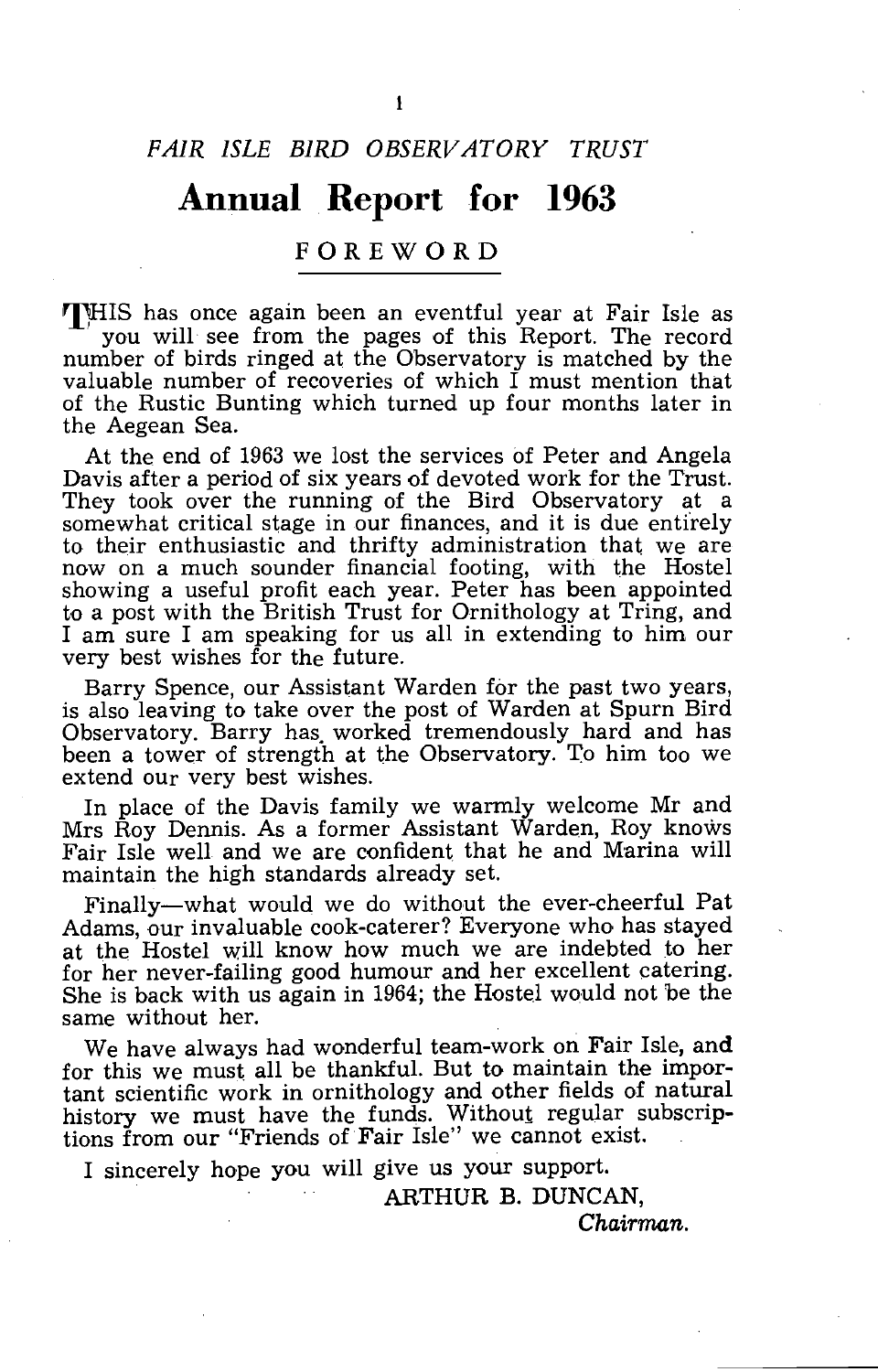*FAIR ISLE BIRD OBSERVATORY TRUST*

# Annual Report for 1963

## FOREWORD

THIS has once again been an eventful year at Fair Isle as you will see from the pages of this Report. The record number of birds ringed at the Observatory is matched by the valuable number of recoveries of which I must mention that of the Rustic Bunting which turned up four months later in the Aegean Sea.

At the end of 1963 we lost the services of Peter and Angela Davis after a period of six years of devoted work for the Trust. They took over the running of the Bird Observatory at a somewhat critical stage in our finances, and it is due entirely to their enthusiastic and thrifty administration that we are now on a much sounder financial footing, with the Hostel showing a useful profit each year. Peter has been appointed to a post with the British Trust for Ornithology at Tring, and I am sure I am speaking for us all in extending to him our very best wishes for the future.

Barry Spence, our Assistant Warden for the past two years, is also leaving to take over the post of Warden at Spurn Bird Observatory. Barry has worked tremendously hard and has been a tower of strength at the Observatory. To him too we extend our very best wishes.

In place of the Davis family we warmly welcome Mr and Mrs Roy Dennis. As a former Assistant Warden, Roy knows Fair Isle well and we are confident that he and Marina will maintain the high standards already set.

Finally—what would we do without the ever-cheerful Pat Adams, our invaluable cook-caterer? Everyone who has stayed at the Hostel will know how much we are indebted to her for her never-failing good humour and her excellent catering. She is back with us again in 1964; the Hostel would not be the same without her.

We have always had wonderful team-work on Fair Isle, and for this we must all be thankful. But to maintain the important scientific work in ornithology and other fields of natural history we must have the funds. Without regular subscriptions from our "Friends of Fair Isle" we cannot exist.

I sincerely hope you will give us your support.

ARTHUR B. DUNCAN,
*Chairman.*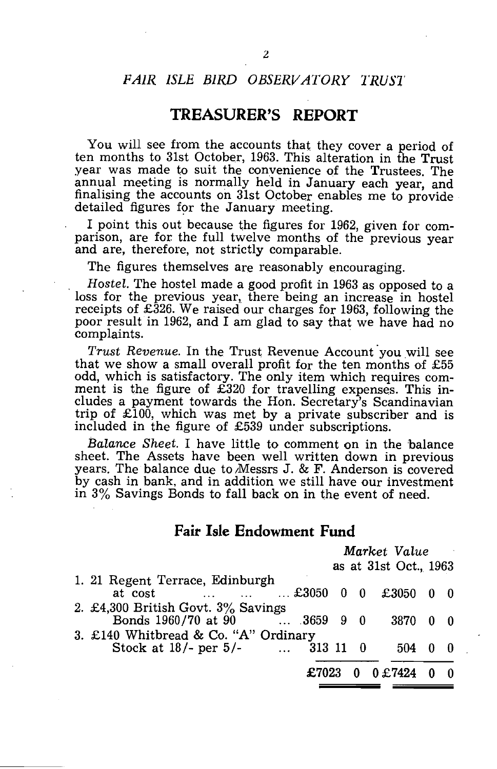## *FAIR ISLE BIRD OBSERVATORY TRUST*

# TREASURER'S REPORT

You will see from the accounts that they cover a period of ten months to 31st October, 1963. This alteration in the Trust year was made to suit the convenience of the Trustees. The annual meeting is normally held in January each year, and finalising the accounts on 31st October enables me to provide detailed figures for the January meeting.

I point this out because the figures for 1962, given for comparison, are for the full twelve months of the previous year and are, therefore, not strictly comparable.

The figures themselves are reasonably encouraging.

*Hostel.* The hostel made a good profit in 1963 as opposed to a loss for the previous year, there being an increase in hostel receipts of £326. We raised our charges for 1963, following the poor result in 1962, and I am glad to say that we have had no complaints.

*Trust Revenue.* In the Trust Revenue Account you will see that we show a small overall profit for the ten months of £55 odd, which is satisfactory. The only item which requires comment is the figure of £320 for travelling expenses. This includes a payment towards the Hon. Secretary's Scandinavian trip of £100, which was met by a private subscriber and is included in the figure of £539 under subscriptions.

*Balance Sheet.* I have little to comment on in the balance sheet. The Assets have been well written down in previous years. The balance due to Messrs J. & F. Anderson is covered by cash in bank, and in addition we still have our investment in 3% Savings Bonds to fall back on in the event of need.

## Fair Isle Endowment Fund

| | | *Market Value* as at 31st Oct., 1963 |
|---|---|---|
| 1. 21 Regent Terrace, Edinburgh at cost ... ... ... | £3050 0 0 | £3050 0 0 |
| 2. £4,300 British Govt. 3% Savings Bonds 1960/70 at 90 ... | 3659 9 0 | 3870 0 0 |
| 3. £140 Whitbread & Co. "A" Ordinary Stock at 18/- per 5/- ... | 313 11 0 | 504 0 0 |
| | **£7023 0 0** | **£7424 0 0** |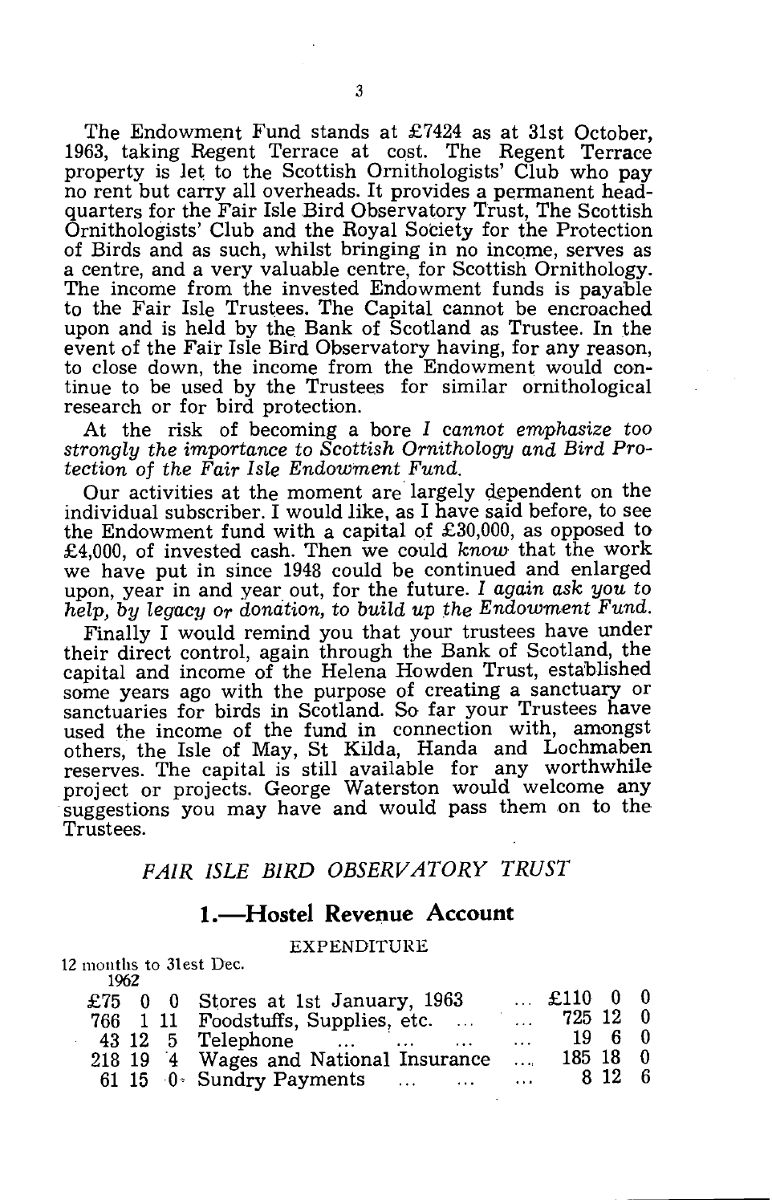The Endowment Fund stands at £7424 as at 31st October, 1963, taking Regent Terrace at cost. The Regent Terrace property is let to the Scottish Ornithologists' Club who pay no rent but carry all overheads. It provides a permanent headquarters for the Fair Isle Bird Observatory Trust, The Scottish Ornithologists' Club and the Royal Society for the Protection of Birds and as such, whilst bringing in no income, serves as a centre, and a very valuable centre, for Scottish Ornithology. The income from the invested Endowment funds is payable to the Fair Isle Trustees. The Capital cannot be encroached upon and is held by the Bank of Scotland as Trustee. In the event of the Fair Isle Bird Observatory having, for any reason, to close down, the income from the Endowment would continue to be used by the Trustees for similar ornithological research or for bird protection.

At the risk of becoming a bore *I cannot emphasize too strongly the importance to Scottish Ornithology and Bird Protection of the Fair Isle Endowment Fund.*

Our activities at the moment are largely dependent on the individual subscriber. I would like, as I have said before, to see the Endowment fund with a capital of £30,000, as opposed to £4,000, of invested cash. Then we could *know* that the work we have put in since 1948 could be continued and enlarged upon, year in and year out, for the future. *I again ask you to help, by legacy or donation, to build up the Endowment Fund.*

Finally I would remind you that your trustees have under their direct control, again through the Bank of Scotland, the capital and income of the Helena Howden Trust, established some years ago with the purpose of creating a sanctuary or sanctuaries for birds in Scotland. So far your Trustees have used the income of the fund in connection with, amongst others, the Isle of May, St Kilda, Handa and Lochmaben reserves. The capital is still available for any worthwhile project or projects. George Waterston would welcome any suggestions you may have and would pass them on to the Trustees.

## *FAIR ISLE BIRD OBSERVATORY TRUST*

## 1.—Hostel Revenue Account

EXPENDITURE

| 12 months to 31st Dec. 1962 | | |
|---|---|---|
| £75 0 0 | Stores at 1st January, 1963 | £110 0 0 |
| 766 1 11 | Foodstuffs, Supplies, etc. | 725 12 0 |
| 43 12 5 | Telephone | 19 6 0 |
| 218 19 4 | Wages and National Insurance | 185 18 0 |
| 61 15 0 | Sundry Payments | 8 12 6 |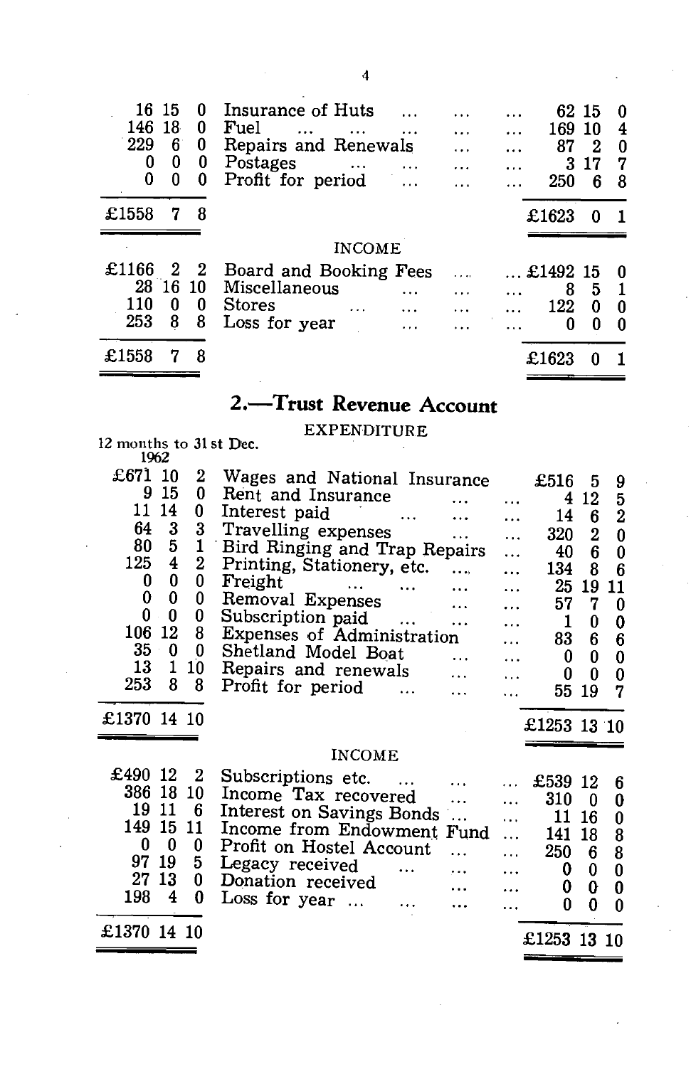| 1962 | | 1963 |
|---|---|---|
| 16 15 0 | Insurance of Huts | 62 15 0 |
| 146 18 0 | Fuel | 169 10 4 |
| 229 6 0 | Repairs and Renewals | 87 2 0 |
| 0 0 0 | Postages | 3 17 7 |
| 0 0 0 | Profit for period | 250 6 8 |
| £1558 7 8 | | £1623 0 1 |
| | **INCOME** | |
| £1166 2 2 | Board and Booking Fees | £1492 15 0 |
| 28 16 10 | Miscellaneous | 8 5 1 |
| 110 0 0 | Stores | 122 0 0 |
| 253 8 8 | Loss for year | 0 0 0 |
| £1558 7 8 | | £1623 0 1 |

## 2.—Trust Revenue Account

EXPENDITURE

| 12 months to 31st Dec. 1962 | | |
|---|---|---|
| £671 10 2 | Wages and National Insurance | £516 5 9 |
| 9 15 0 | Rent and Insurance | 4 12 5 |
| 11 14 0 | Interest paid | 14 6 2 |
| 64 3 3 | Travelling expenses | 320 2 0 |
| 80 5 1 | Bird Ringing and Trap Repairs | 40 6 0 |
| 125 4 2 | Printing, Stationery, etc. | 134 8 6 |
| 0 0 0 | Freight | 25 19 11 |
| 0 0 0 | Removal Expenses | 57 7 0 |
| 0 0 0 | Subscription paid | 1 0 0 |
| 106 12 8 | Expenses of Administration | 83 6 6 |
| 35 0 0 | Shetland Model Boat | 0 0 0 |
| 13 1 10 | Repairs and renewals | 0 0 0 |
| 253 8 8 | Profit for period | 55 19 7 |
| £1370 14 10 | | £1253 13 10 |
| | **INCOME** | |
| £490 12 2 | Subscriptions etc. | £539 12 6 |
| 386 18 10 | Income Tax recovered | 310 0 0 |
| 19 11 6 | Interest on Savings Bonds | 11 16 0 |
| 149 15 11 | Income from Endowment Fund | 141 18 8 |
| 0 0 0 | Profit on Hostel Account | 250 6 8 |
| 97 19 5 | Legacy received | 0 0 0 |
| 27 13 0 | Donation received | 0 0 0 |
| 198 4 0 | Loss for year | 0 0 0 |
| £1370 14 10 | | £1253 13 10 |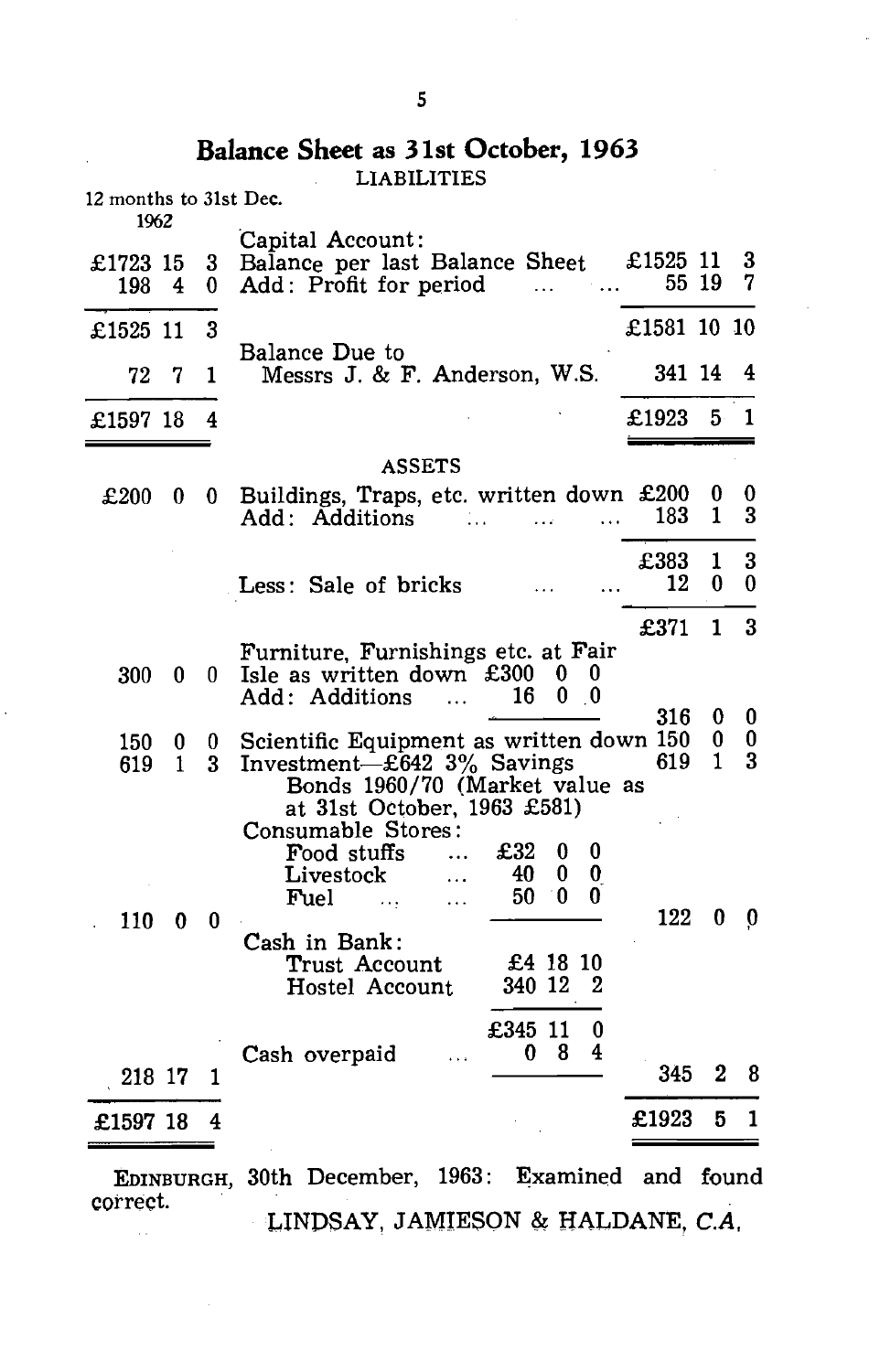# Balance Sheet as 31st October, 1963

LIABILITIES

| 12 months to 31st Dec. 1962 | | |
|---|---|---|
| | **Capital Account:** | |
| £1723 15 3 | Balance per last Balance Sheet | £1525 11 3 |
| 198 4 0 | Add: Profit for period ... ... | 55 19 7 |
| £1525 11 3 | | £1581 10 10 |
| 72 7 1 | Balance Due to Messrs J. & F. Anderson, W.S. | 341 14 4 |
| £1597 18 4 | | £1923 5 1 |

ASSETS

| 12 months to 31st Dec. 1962 | | | |
|---|---|---|---|
| £200 0 0 | Buildings, Traps, etc. written down | | £200 0 0 |
| | Add: Additions ... ... ... | | 183 1 3 |
| | | | £383 1 3 |
| | Less: Sale of bricks ... ... | | 12 0 0 |
| | | | £371 1 3 |
| 300 0 0 | Furniture, Furnishings etc. at Fair Isle as written down | £300 0 0 | |
| | Add: Additions ... | 16 0 0 | |
| | | | 316 0 0 |
| 150 0 0 | Scientific Equipment as written down | | 150 0 0 |
| 619 1 3 | Investment—£642 3% Savings Bonds 1960/70 (Market value as at 31st October, 1963 £581) | | 619 1 3 |
| | Consumable Stores: | | |
| | Food stuffs ... | £32 0 0 | |
| | Livestock ... | 40 0 0 | |
| | Fuel ... ... | 50 0 0 | |
| 110 0 0 | | | 122 0 0 |
| | Cash in Bank: | | |
| | Trust Account | £4 18 10 | |
| | Hostel Account | 340 12 2 | |
| | | £345 11 0 | |
| | Cash overpaid ... | 0 8 4 | |
| 218 17 1 | | | 345 2 8 |
| £1597 18 4 | | | £1923 5 1 |

EDINBURGH, 30th December, 1963: Examined and found correct.

LINDSAY, JAMIESON & HALDANE, *C.A.*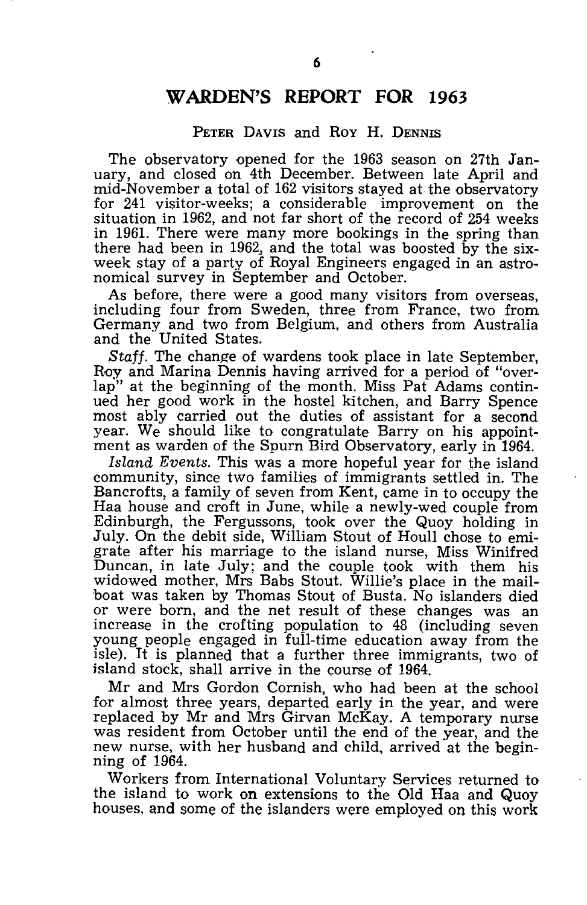# WARDEN'S REPORT FOR 1963

PETER DAVIS and ROY H. DENNIS

The observatory opened for the 1963 season on 27th January, and closed on 4th December. Between late April and mid-November a total of 162 visitors stayed at the observatory for 241 visitor-weeks; a considerable improvement on the situation in 1962, and not far short of the record of 254 weeks in 1961. There were many more bookings in the spring than there had been in 1962, and the total was boosted by the six-week stay of a party of Royal Engineers engaged in an astronomical survey in September and October.

As before, there were a good many visitors from overseas, including four from Sweden, three from France, two from Germany and two from Belgium, and others from Australia and the United States.

*Staff.* The change of wardens took place in late September, Roy and Marina Dennis having arrived for a period of "overlap" at the beginning of the month. Miss Pat Adams continued her good work in the hostel kitchen, and Barry Spence most ably carried out the duties of assistant for a second year. We should like to congratulate Barry on his appointment as warden of the Spurn Bird Observatory, early in 1964.

*Island Events.* This was a more hopeful year for the island community, since two families of immigrants settled in. The Bancrofts, a family of seven from Kent, came in to occupy the Haa house and croft in June, while a newly-wed couple from Edinburgh, the Fergussons, took over the Quoy holding in July. On the debit side, William Stout of Houll chose to emigrate after his marriage to the island nurse, Miss Winifred Duncan, in late July; and the couple took with them his widowed mother, Mrs Babs Stout. Willie's place in the mail-boat was taken by Thomas Stout of Busta. No islanders died or were born, and the net result of these changes was an increase in the crofting population to 48 (including seven young people engaged in full-time education away from the isle). It is planned that a further three immigrants, two of island stock, shall arrive in the course of 1964.

Mr and Mrs Gordon Cornish, who had been at the school for almost three years, departed early in the year, and were replaced by Mr and Mrs Girvan McKay. A temporary nurse was resident from October until the end of the year, and the new nurse, with her husband and child, arrived at the beginning of 1964.

Workers from International Voluntary Services returned to the island to work on extensions to the Old Haa and Quoy houses, and some of the islanders were employed on this work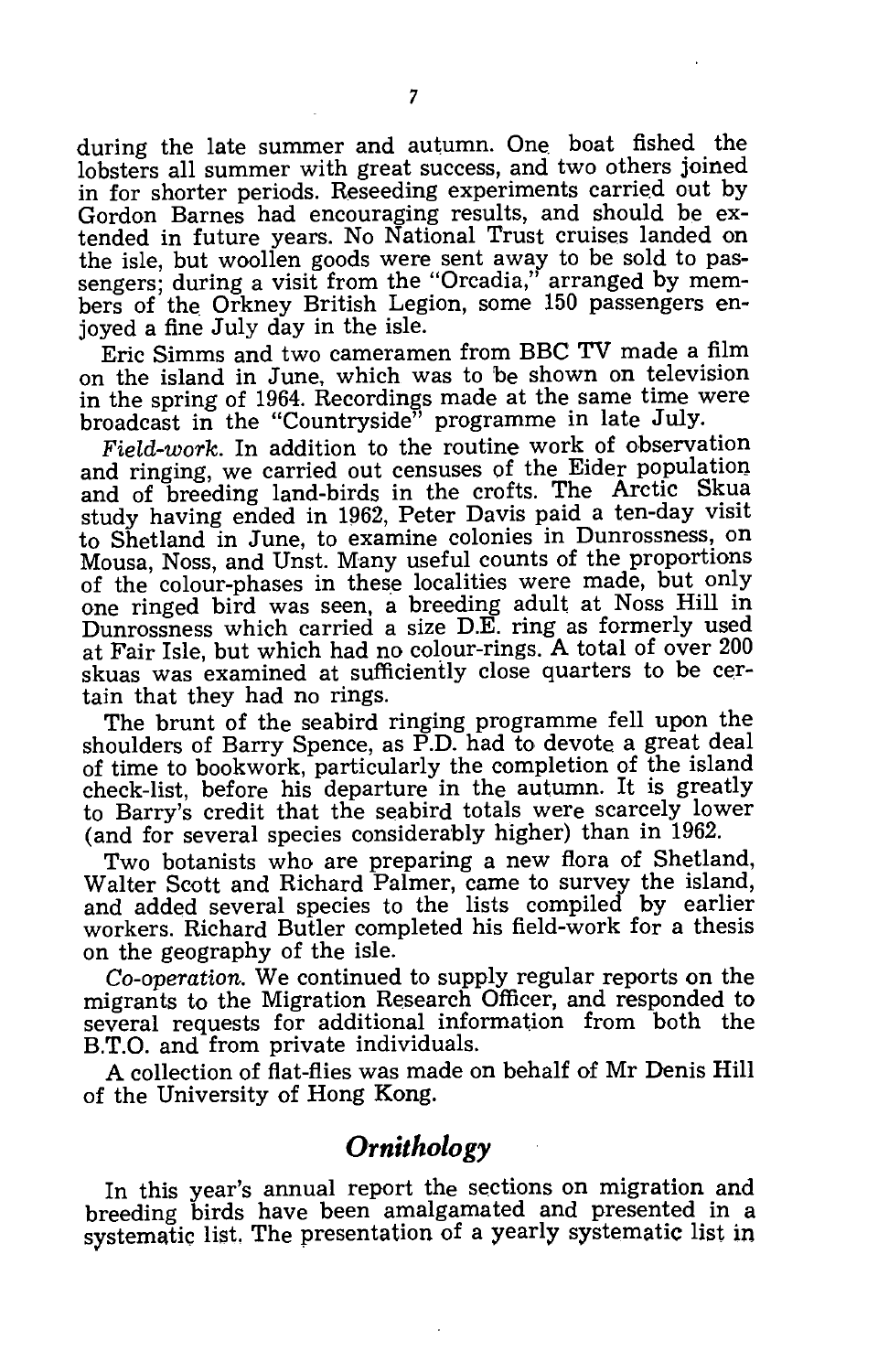during the late summer and autumn. One boat fished the lobsters all summer with great success, and two others joined in for shorter periods. Reseeding experiments carried out by Gordon Barnes had encouraging results, and should be extended in future years. No National Trust cruises landed on the isle, but woollen goods were sent away to be sold to passengers; during a visit from the "Orcadia," arranged by members of the Orkney British Legion, some 150 passengers enjoyed a fine July day in the isle.

Eric Simms and two cameramen from BBC TV made a film on the island in June, which was to be shown on television in the spring of 1964. Recordings made at the same time were broadcast in the "Countryside" programme in late July.

*Field-work.* In addition to the routine work of observation and ringing, we carried out censuses of the Eider population and of breeding land-birds in the crofts. The Arctic Skua study having ended in 1962, Peter Davis paid a ten-day visit to Shetland in June, to examine colonies in Dunrossness, on Mousa, Noss, and Unst. Many useful counts of the proportions of the colour-phases in these localities were made, but only one ringed bird was seen, a breeding adult at Noss Hill in Dunrossness which carried a size D.E. ring as formerly used at Fair Isle, but which had no colour-rings. A total of over 200 skuas was examined at sufficiently close quarters to be certain that they had no rings.

The brunt of the seabird ringing programme fell upon the shoulders of Barry Spence, as P.D. had to devote a great deal of time to bookwork, particularly the completion of the island check-list, before his departure in the autumn. It is greatly to Barry's credit that the seabird totals were scarcely lower (and for several species considerably higher) than in 1962.

Two botanists who are preparing a new flora of Shetland, Walter Scott and Richard Palmer, came to survey the island, and added several species to the lists compiled by earlier workers. Richard Butler completed his field-work for a thesis on the geography of the isle.

*Co-operation.* We continued to supply regular reports on the migrants to the Migration Research Officer, and responded to several requests for additional information from both the B.T.O. and from private individuals.

A collection of flat-flies was made on behalf of Mr Denis Hill of the University of Hong Kong.

## *Ornithology*

In this year's annual report the sections on migration and breeding birds have been amalgamated and presented in a systematic list. The presentation of a yearly systematic list in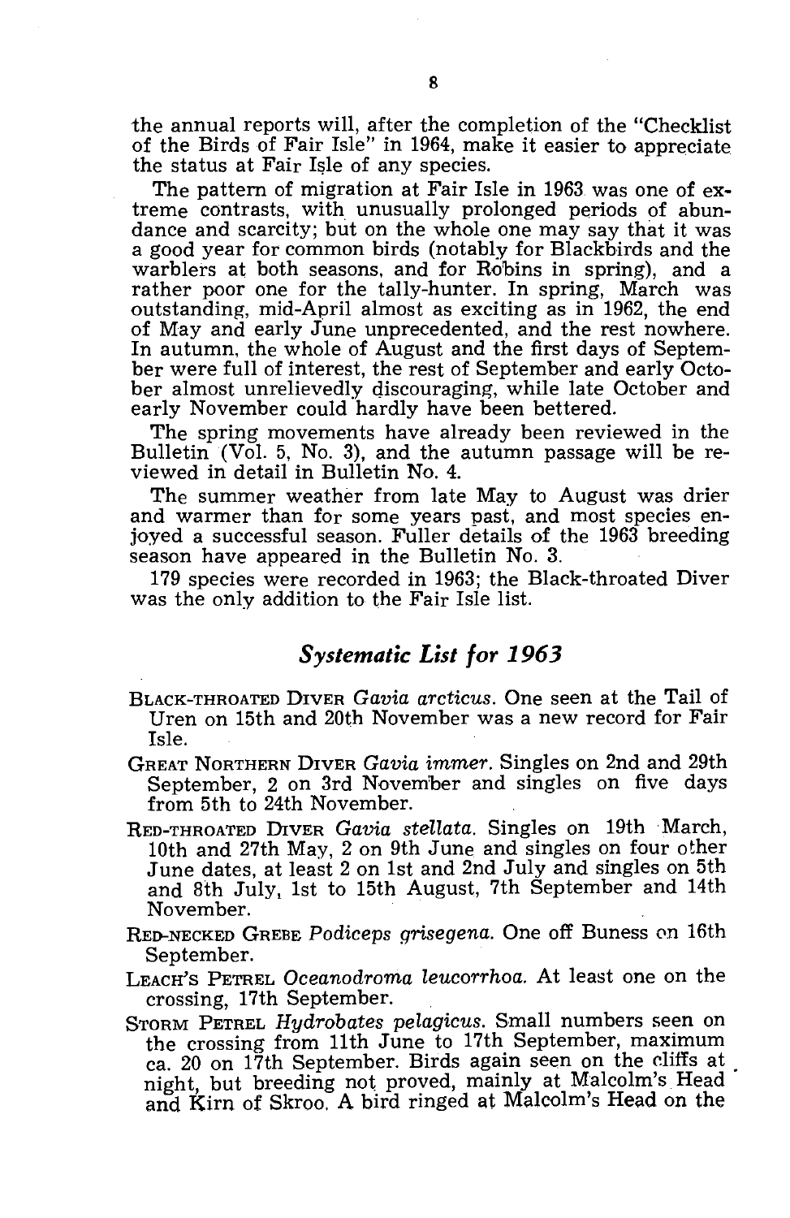the annual reports will, after the completion of the "Checklist of the Birds of Fair Isle" in 1964, make it easier to appreciate the status at Fair Isle of any species.

The pattern of migration at Fair Isle in 1963 was one of extreme contrasts, with unusually prolonged periods of abundance and scarcity; but on the whole one may say that it was a good year for common birds (notably for Blackbirds and the warblers at both seasons, and for Robins in spring), and a rather poor one for the tally-hunter. In spring, March was outstanding, mid-April almost as exciting as in 1962, the end of May and early June unprecedented, and the rest nowhere. In autumn, the whole of August and the first days of September were full of interest, the rest of September and early October almost unrelievedly discouraging, while late October and early November could hardly have been bettered.

The spring movements have already been reviewed in the Bulletin (Vol. 5, No. 3), and the autumn passage will be reviewed in detail in Bulletin No. 4.

The summer weather from late May to August was drier and warmer than for some years past, and most species enjoyed a successful season. Fuller details of the 1963 breeding season have appeared in the Bulletin No. 3.

179 species were recorded in 1963; the Black-throated Diver was the only addition to the Fair Isle list.

## *Systematic List for 1963*

BLACK-THROATED DIVER *Gavia arcticus*. One seen at the Tail of Uren on 15th and 20th November was a new record for Fair Isle.

GREAT NORTHERN DIVER *Gavia immer*. Singles on 2nd and 29th September, 2 on 3rd November and singles on five days from 5th to 24th November.

RED-THROATED DIVER *Gavia stellata*. Singles on 19th March, 10th and 27th May, 2 on 9th June and singles on four other June dates, at least 2 on 1st and 2nd July and singles on 5th and 8th July, 1st to 15th August, 7th September and 14th November.

RED-NECKED GREBE *Podiceps grisegena*. One off Buness on 16th September.

LEACH'S PETREL *Oceanodroma leucorrhoa*. At least one on the crossing, 17th September.

STORM PETREL *Hydrobates pelagicus*. Small numbers seen on the crossing from 11th June to 17th September, maximum ca. 20 on 17th September. Birds again seen on the cliffs at night, but breeding not proved, mainly at Malcolm's Head and Kirn of Skroo. A bird ringed at Malcolm's Head on the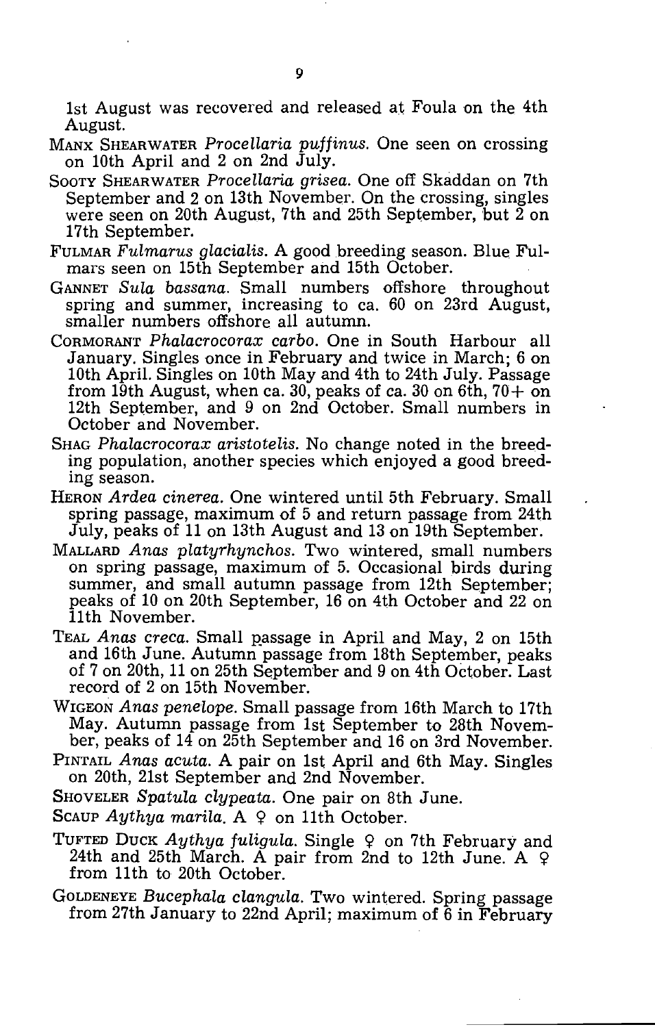1st August was recovered and released at Foula on the 4th August.

MANX SHEARWATER *Procellaria puffinus.* One seen on crossing on 10th April and 2 on 2nd July.

SOOTY SHEARWATER *Procellaria grisea.* One off Skaddan on 7th September and 2 on 13th November. On the crossing, singles were seen on 20th August, 7th and 25th September, but 2 on 17th September.

FULMAR *Fulmarus glacialis.* A good breeding season. Blue Fulmars seen on 15th September and 15th October.

GANNET *Sula bassana.* Small numbers offshore throughout spring and summer, increasing to ca. 60 on 23rd August, smaller numbers offshore all autumn.

CORMORANT *Phalacrocorax carbo.* One in South Harbour all January. Singles once in February and twice in March; 6 on 10th April. Singles on 10th May and 4th to 24th July. Passage from 19th August, when ca. 30, peaks of ca. 30 on 6th, 70+ on 12th September, and 9 on 2nd October. Small numbers in October and November.

SHAG *Phalacrocorax aristotelis.* No change noted in the breeding population, another species which enjoyed a good breeding season.

HERON *Ardea cinerea.* One wintered until 5th February. Small spring passage, maximum of 5 and return passage from 24th July, peaks of 11 on 13th August and 13 on 19th September.

MALLARD *Anas platyrhynchos.* Two wintered, small numbers on spring passage, maximum of 5. Occasional birds during summer, and small autumn passage from 12th September; peaks of 10 on 20th September, 16 on 4th October and 22 on 11th November.

TEAL *Anas creca.* Small passage in April and May, 2 on 15th and 16th June. Autumn passage from 18th September, peaks of 7 on 20th, 11 on 25th September and 9 on 4th October. Last record of 2 on 15th November.

WIGEON *Anas penelope.* Small passage from 16th March to 17th May. Autumn passage from 1st September to 28th November, peaks of 14 on 25th September and 16 on 3rd November.

PINTAIL *Anas acuta.* A pair on 1st April and 6th May. Singles on 20th, 21st September and 2nd November.

SHOVELER *Spatula clypeata.* One pair on 8th June.

SCAUP *Aythya marila.* A ♀ on 11th October.

TUFTED DUCK *Aythya fuligula.* Single ♀ on 7th February and 24th and 25th March. A pair from 2nd to 12th June. A ♀ from 11th to 20th October.

GOLDENEYE *Bucephala clangula.* Two wintered. Spring passage from 27th January to 22nd April; maximum of 6 in February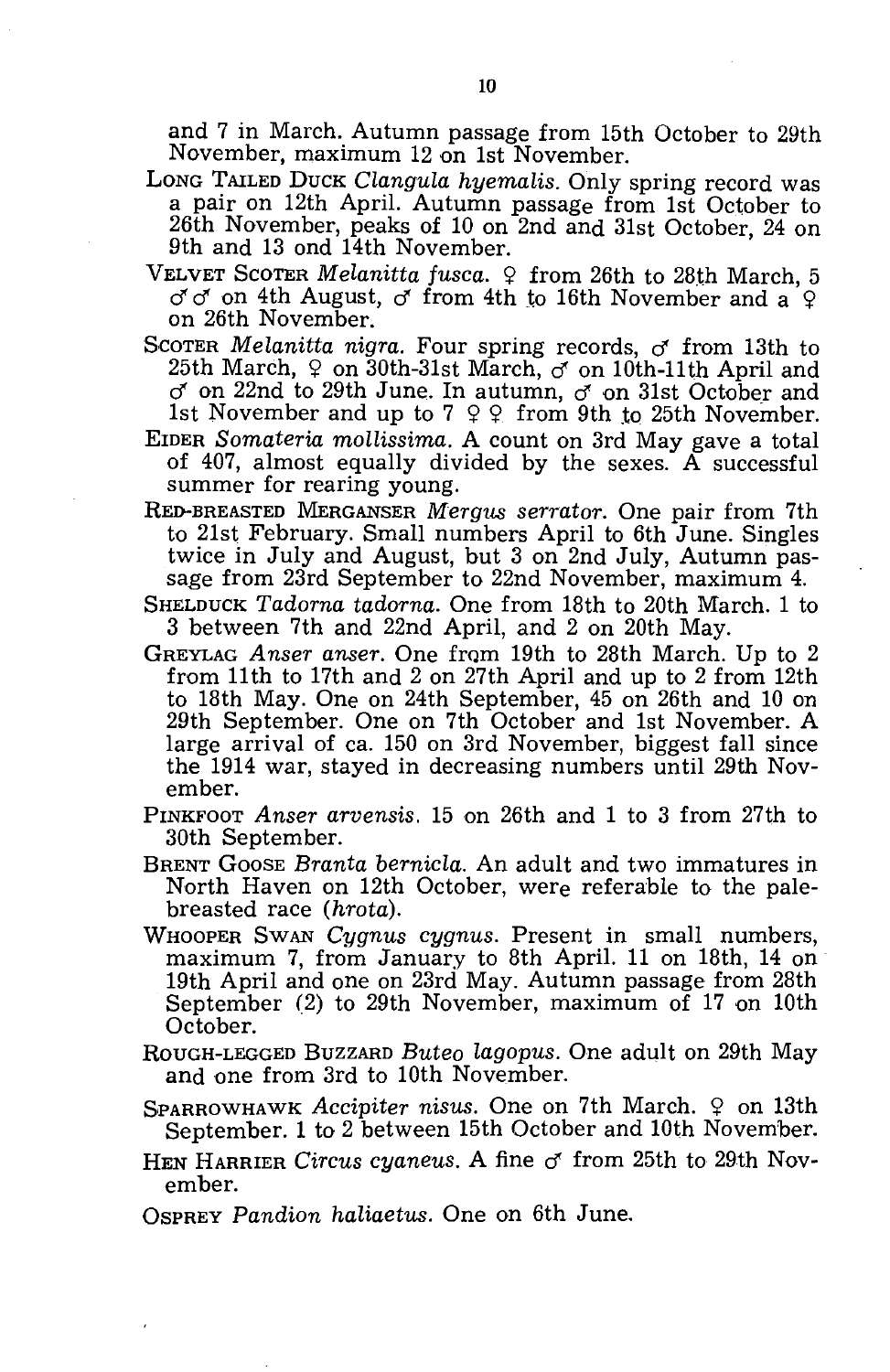and 7 in March. Autumn passage from 15th October to 29th November, maximum 12 on 1st November.

LONG TAILED DUCK *Clangula hyemalis*. Only spring record was a pair on 12th April. Autumn passage from 1st October to 26th November, peaks of 10 on 2nd and 31st October, 24 on 9th and 13 ond 14th November.

VELVET SCOTER *Melanitta fusca*. ♀ from 26th to 28th March, 5 ♂♂ on 4th August, ♂ from 4th to 16th November and a ♀ on 26th November.

SCOTER *Melanitta nigra*. Four spring records, ♂ from 13th to 25th March, ♀ on 30th-31st March, ♂ on 10th-11th April and ♂ on 22nd to 29th June. In autumn, ♂ on 31st October and 1st November and up to 7 ♀♀ from 9th to 25th November.

EIDER *Somateria mollissima*. A count on 3rd May gave a total of 407, almost equally divided by the sexes. A successful summer for rearing young.

RED-BREASTED MERGANSER *Mergus serrator*. One pair from 7th to 21st February. Small numbers April to 6th June. Singles twice in July and August, but 3 on 2nd July, Autumn passage from 23rd September to 22nd November, maximum 4.

SHELDUCK *Tadorna tadorna*. One from 18th to 20th March. 1 to 3 between 7th and 22nd April, and 2 on 20th May.

GREYLAG *Anser anser*. One from 19th to 28th March. Up to 2 from 11th to 17th and 2 on 27th April and up to 2 from 12th to 18th May. One on 24th September, 45 on 26th and 10 on 29th September. One on 7th October and 1st November. A large arrival of ca. 150 on 3rd November, biggest fall since the 1914 war, stayed in decreasing numbers until 29th November.

PINKFOOT *Anser arvensis*. 15 on 26th and 1 to 3 from 27th to 30th September.

BRENT GOOSE *Branta bernicla*. An adult and two immatures in North Haven on 12th October, were referable to the pale-breasted race (*hrota*).

WHOOPER SWAN *Cygnus cygnus*. Present in small numbers, maximum 7, from January to 8th April. 11 on 18th, 14 on 19th April and one on 23rd May. Autumn passage from 28th September (2) to 29th November, maximum of 17 on 10th October.

ROUGH-LEGGED BUZZARD *Buteo lagopus*. One adult on 29th May and one from 3rd to 10th November.

SPARROWHAWK *Accipiter nisus*. One on 7th March. ♀ on 13th September. 1 to 2 between 15th October and 10th November.

HEN HARRIER *Circus cyaneus*. A fine ♂ from 25th to 29th November.

OSPREY *Pandion haliaetus*. One on 6th June.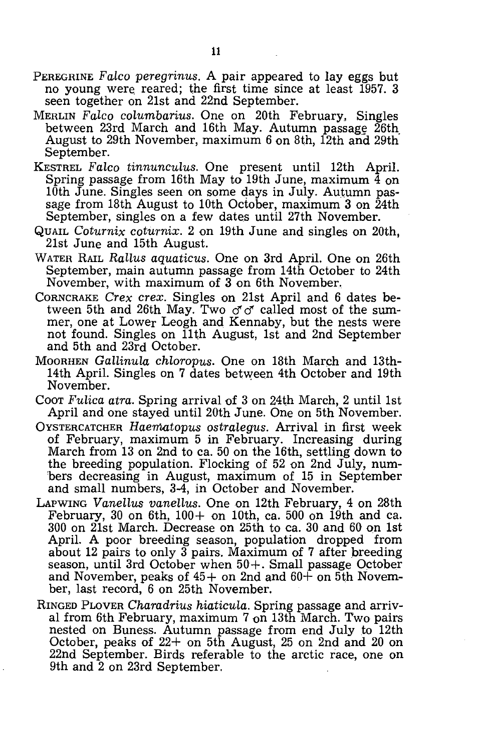PEREGRINE *Falco peregrinus*. A pair appeared to lay eggs but no young were reared; the first time since at least 1957. 3 seen together on 21st and 22nd September.

MERLIN *Falco columbarius*. One on 20th February. Singles between 23rd March and 16th May. Autumn passage 26th August to 29th November, maximum 6 on 8th, 12th and 29th September.

KESTREL *Falco tinnunculus*. One present until 12th April. Spring passage from 16th May to 19th June, maximum 4 on 10th June. Singles seen on some days in July. Autumn passage from 18th August to 10th October, maximum 3 on 24th September, singles on a few dates until 27th November.

QUAIL *Coturnix coturnix*. 2 on 19th June and singles on 20th, 21st June and 15th August.

WATER RAIL *Rallus aquaticus*. One on 3rd April. One on 26th September, main autumn passage from 14th October to 24th November, with maximum of 3 on 6th November.

CORNCRAKE *Crex crex*. Singles on 21st April and 6 dates between 5th and 26th May. Two ♂♂ called most of the summer, one at Lower Leogh and Kennaby, but the nests were not found. Singles on 11th August, 1st and 2nd September and 5th and 23rd October.

MOORHEN *Gallinula chloropus*. One on 18th March and 13th-14th April. Singles on 7 dates between 4th October and 19th November.

COOT *Fulica atra*. Spring arrival of 3 on 24th March, 2 until 1st April and one stayed until 20th June. One on 5th November.

OYSTERCATCHER *Haematopus ostralegus*. Arrival in first week of February, maximum 5 in February. Increasing during March from 13 on 2nd to ca. 50 on the 16th, settling down to the breeding population. Flocking of 52 on 2nd July, numbers decreasing in August, maximum of 15 in September and small numbers, 3-4, in October and November.

LAPWING *Vanellus vanellus*. One on 12th February, 4 on 28th February, 30 on 6th, 100+ on 10th, ca. 500 on 19th and ca. 300 on 21st March. Decrease on 25th to ca. 30 and 60 on 1st April. A poor breeding season, population dropped from about 12 pairs to only 3 pairs. Maximum of 7 after breeding season, until 3rd October when 50+. Small passage October and November, peaks of 45+ on 2nd and 60+ on 5th November, last record, 6 on 25th November.

RINGED PLOVER *Charadrius hiaticula*. Spring passage and arrival from 6th February, maximum 7 on 13th March. Two pairs nested on Buness. Autumn passage from end July to 12th October, peaks of 22+ on 5th August, 25 on 2nd and 20 on 22nd September. Birds referable to the arctic race, one on 9th and 2 on 23rd September.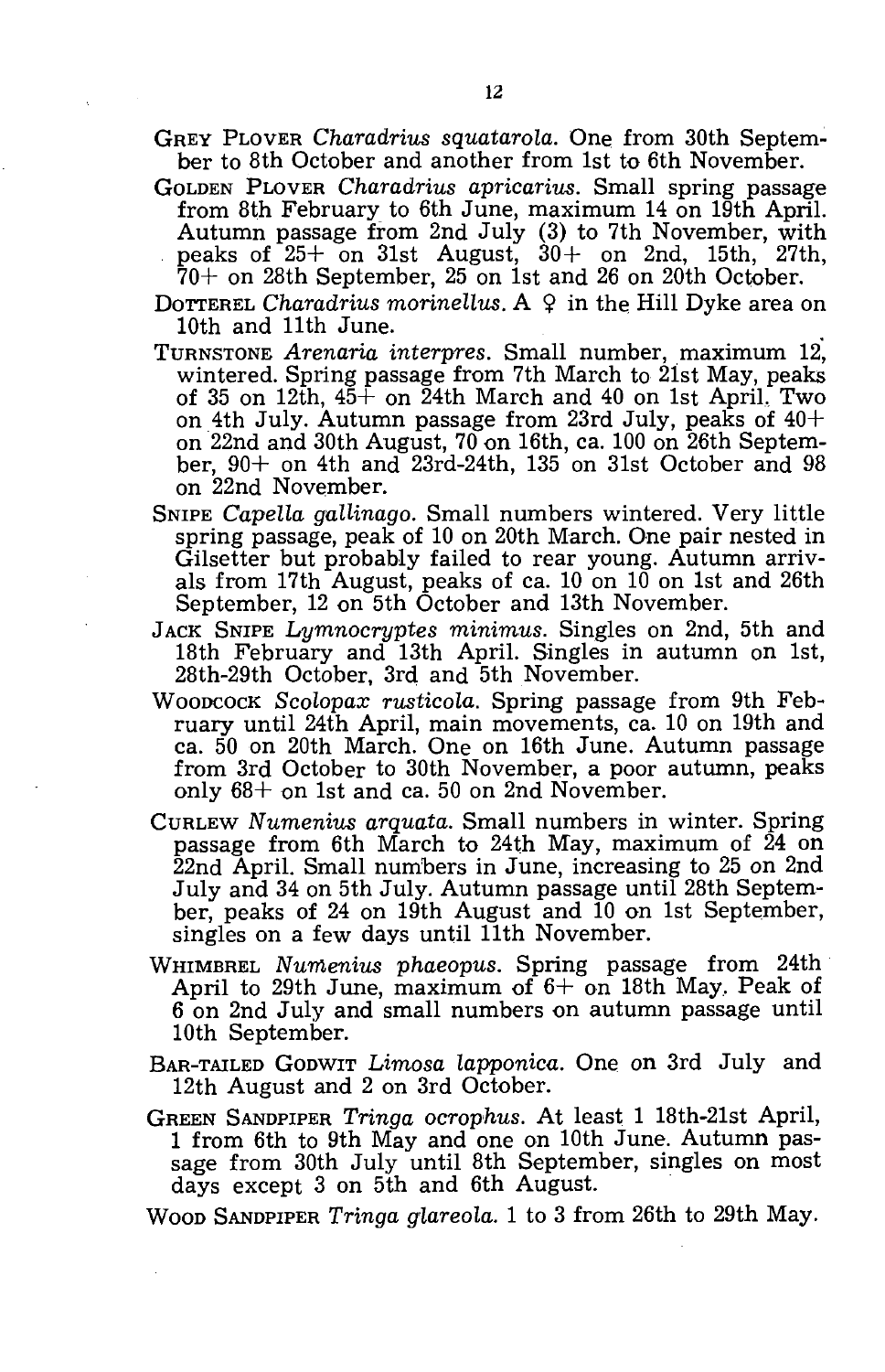**Grey Plover** *Charadrius squatarola.* One from 30th September to 8th October and another from 1st to 6th November.

**Golden Plover** *Charadrius apricarius.* Small spring passage from 8th February to 6th June, maximum 14 on 19th April. Autumn passage from 2nd July (3) to 7th November, with peaks of 25+ on 31st August, 30+ on 2nd, 15th, 27th, 70+ on 28th September, 25 on 1st and 26 on 20th October.

**Dotterel** *Charadrius morinellus.* A ♀ in the Hill Dyke area on 10th and 11th June.

**Turnstone** *Arenaria interpres.* Small number, maximum 12, wintered. Spring passage from 7th March to 21st May, peaks of 35 on 12th, 45+ on 24th March and 40 on 1st April. Two on 4th July. Autumn passage from 23rd July, peaks of 40+ on 22nd and 30th August, 70 on 16th, ca. 100 on 26th September, 90+ on 4th and 23rd-24th, 135 on 31st October and 98 on 22nd November.

**Snipe** *Capella gallinago.* Small numbers wintered. Very little spring passage, peak of 10 on 20th March. One pair nested in Gilsetter but probably failed to rear young. Autumn arrivals from 17th August, peaks of ca. 10 on 10 on 1st and 26th September, 12 on 5th October and 13th November.

**Jack Snipe** *Lymnocryptes minimus.* Singles on 2nd, 5th and 18th February and 13th April. Singles in autumn on 1st, 28th-29th October, 3rd and 5th November.

**Woodcock** *Scolopax rusticola.* Spring passage from 9th February until 24th April, main movements, ca. 10 on 19th and ca. 50 on 20th March. One on 16th June. Autumn passage from 3rd October to 30th November, a poor autumn, peaks only 68+ on 1st and ca. 50 on 2nd November.

**Curlew** *Numenius arquata.* Small numbers in winter. Spring passage from 6th March to 24th May, maximum of 24 on 22nd April. Small numbers in June, increasing to 25 on 2nd July and 34 on 5th July. Autumn passage until 28th September, peaks of 24 on 19th August and 10 on 1st September, singles on a few days until 11th November.

**Whimbrel** *Numenius phaeopus.* Spring passage from 24th April to 29th June, maximum of 6+ on 18th May. Peak of 6 on 2nd July and small numbers on autumn passage until 10th September.

**Bar-tailed Godwit** *Limosa lapponica.* One on 3rd July and 12th August and 2 on 3rd October.

**Green Sandpiper** *Tringa ocrophus.* At least 1 18th-21st April, 1 from 6th to 9th May and one on 10th June. Autumn passage from 30th July until 8th September, singles on most days except 3 on 5th and 6th August.

**Wood Sandpiper** *Tringa glareola.* 1 to 3 from 26th to 29th May.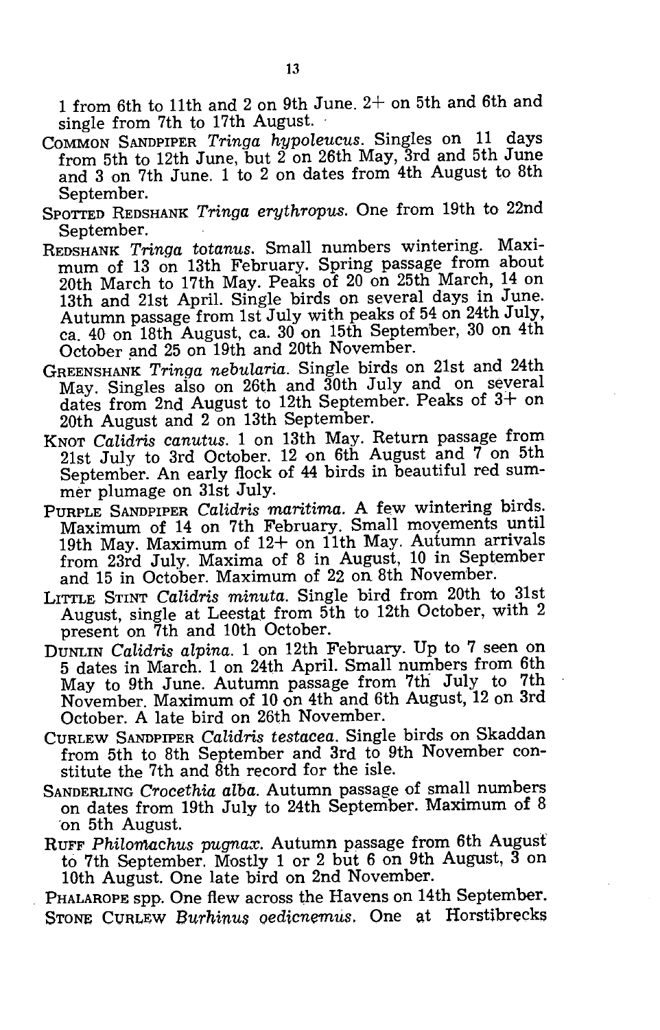1 from 6th to 11th and 2 on 9th June. 2+ on 5th and 6th and single from 7th to 17th August.

COMMON SANDPIPER *Tringa hypoleucus*. Singles on 11 days from 5th to 12th June, but 2 on 26th May, 3rd and 5th June and 3 on 7th June. 1 to 2 on dates from 4th August to 8th September.

SPOTTED REDSHANK *Tringa erythropus*. One from 19th to 22nd September.

REDSHANK *Tringa totanus*. Small numbers wintering. Maximum of 13 on 13th February. Spring passage from about 20th March to 17th May. Peaks of 20 on 25th March, 14 on 13th and 21st April. Single birds on several days in June. Autumn passage from 1st July with peaks of 54 on 24th July, ca. 40 on 18th August, ca. 30 on 15th September, 30 on 4th October and 25 on 19th and 20th November.

GREENSHANK *Tringa nebularia*. Single birds on 21st and 24th May. Singles also on 26th and 30th July and on several dates from 2nd August to 12th September. Peaks of 3+ on 20th August and 2 on 13th September.

KNOT *Calidris canutus*. 1 on 13th May. Return passage from 21st July to 3rd October. 12 on 6th August and 7 on 5th September. An early flock of 44 birds in beautiful red summer plumage on 31st July.

PURPLE SANDPIPER *Calidris maritima*. A few wintering birds. Maximum of 14 on 7th February. Small movements until 19th May. Maximum of 12+ on 11th May. Autumn arrivals from 23rd July. Maxima of 8 in August, 10 in September and 15 in October. Maximum of 22 on 8th November.

LITTLE STINT *Calidris minuta*. Single bird from 20th to 31st August, single at Leestat from 5th to 12th October, with 2 present on 7th and 10th October.

DUNLIN *Calidris alpina*. 1 on 12th February. Up to 7 seen on 5 dates in March. 1 on 24th April. Small numbers from 6th May to 9th June. Autumn passage from 7th July to 7th November. Maximum of 10 on 4th and 6th August, 12 on 3rd October. A late bird on 26th November.

CURLEW SANDPIPER *Calidris testacea*. Single birds on Skaddan from 5th to 8th September and 3rd to 9th November constitute the 7th and 8th record for the isle.

SANDERLING *Crocethia alba*. Autumn passage of small numbers on dates from 19th July to 24th September. Maximum of 8 on 5th August.

RUFF *Philomachus pugnax*. Autumn passage from 6th August to 7th September. Mostly 1 or 2 but 6 on 9th August, 3 on 10th August. One late bird on 2nd November.

PHALAROPE spp. One flew across the Havens on 14th September.

STONE CURLEW *Burhinus oedicnemus*. One at Horstibrecks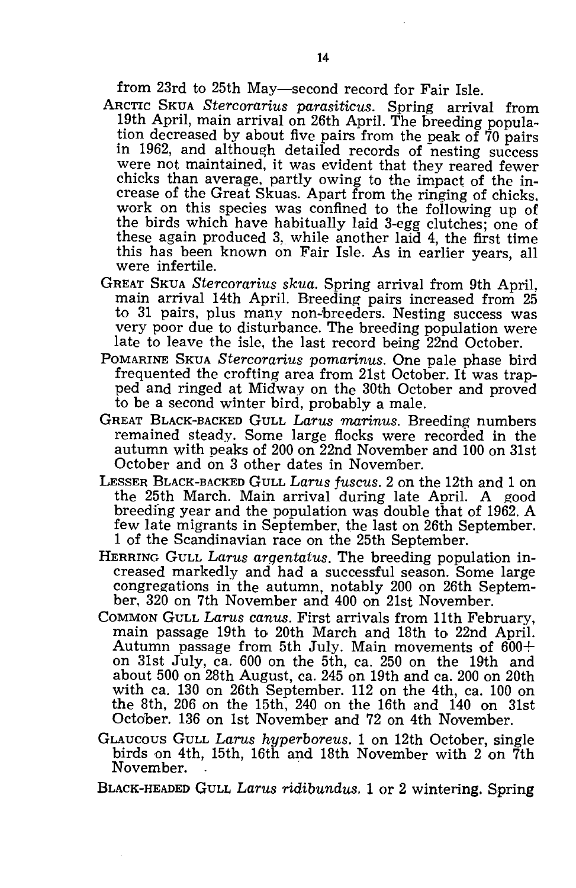from 23rd to 25th May—second record for Fair Isle.

ARCTIC SKUA *Stercorarius parasiticus*. Spring arrival from 19th April, main arrival on 26th April. The breeding population decreased by about five pairs from the peak of 70 pairs in 1962, and although detailed records of nesting success were not maintained, it was evident that they reared fewer chicks than average, partly owing to the impact of the increase of the Great Skuas. Apart from the ringing of chicks, work on this species was confined to the following up of the birds which have habitually laid 3-egg clutches; one of these again produced 3, while another laid 4, the first time this has been known on Fair Isle. As in earlier years, all were infertile.

GREAT SKUA *Stercorarius skua*. Spring arrival from 9th April, main arrival 14th April. Breeding pairs increased from 25 to 31 pairs, plus many non-breeders. Nesting success was very poor due to disturbance. The breeding population were late to leave the isle, the last record being 22nd October.

POMARINE SKUA *Stercorarius pomarinus*. One pale phase bird frequented the crofting area from 21st October. It was trapped and ringed at Midway on the 30th October and proved to be a second winter bird, probably a male.

GREAT BLACK-BACKED GULL *Larus marinus*. Breeding numbers remained steady. Some large flocks were recorded in the autumn with peaks of 200 on 22nd November and 100 on 31st October and on 3 other dates in November.

LESSER BLACK-BACKED GULL *Larus fuscus*. 2 on the 12th and 1 on the 25th March. Main arrival during late April. A good breeding year and the population was double that of 1962. A few late migrants in September, the last on 26th September. 1 of the Scandinavian race on the 25th September.

HERRING GULL *Larus argentatus*. The breeding population increased markedly and had a successful season. Some large congregations in the autumn, notably 200 on 26th September, 320 on 7th November and 400 on 21st November.

COMMON GULL *Larus canus*. First arrivals from 11th February, main passage 19th to 20th March and 18th to 22nd April. Autumn passage from 5th July. Main movements of 600+ on 31st July, ca. 600 on the 5th, ca. 250 on the 19th and about 500 on 28th August, ca. 245 on 19th and ca. 200 on 20th with ca. 130 on 26th September. 112 on the 4th, ca. 100 on the 8th, 206 on the 15th, 240 on the 16th and 140 on 31st October. 136 on 1st November and 72 on 4th November.

GLAUCOUS GULL *Larus hyperboreus*. 1 on 12th October, single birds on 4th, 15th, 16th and 18th November with 2 on 7th November.

BLACK-HEADED GULL *Larus ridibundus*. 1 or 2 wintering. Spring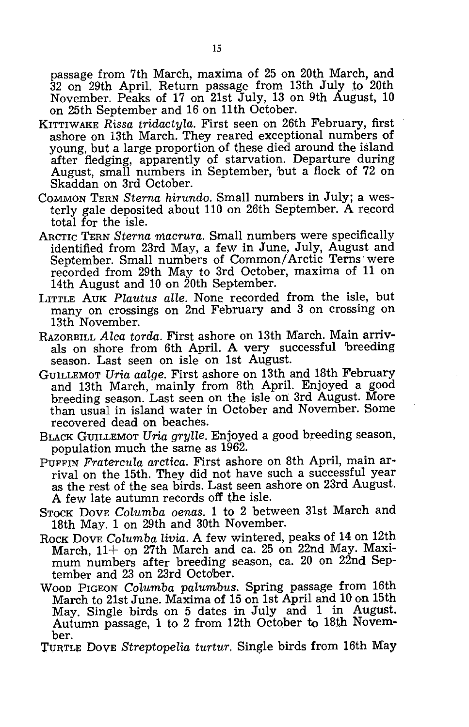passage from 7th March, maxima of 25 on 20th March, and 32 on 29th April. Return passage from 13th July to 20th November. Peaks of 17 on 21st July, 13 on 9th August, 10 on 25th September and 16 on 11th October.

KITTIWAKE *Rissa tridactyla*. First seen on 26th February, first ashore on 13th March. They reared exceptional numbers of young, but a large proportion of these died around the island after fledging, apparently of starvation. Departure during August, small numbers in September, but a flock of 72 on Skaddan on 3rd October.

COMMON TERN *Sterna hirundo*. Small numbers in July; a westerly gale deposited about 110 on 26th September. A record total for the isle.

ARCTIC TERN *Sterna macrura*. Small numbers were specifically identified from 23rd May, a few in June, July, August and September. Small numbers of Common/Arctic Terns were recorded from 29th May to 3rd October, maxima of 11 on 14th August and 10 on 20th September.

LITTLE AUK *Plautus alle*. None recorded from the isle, but many on crossings on 2nd February and 3 on crossing on 13th November.

RAZORBILL *Alca torda*. First ashore on 13th March. Main arrivals on shore from 6th April. A very successful breeding season. Last seen on isle on 1st August.

GUILLEMOT *Uria aalge*. First ashore on 13th and 18th February and 13th March, mainly from 8th April. Enjoyed a good breeding season. Last seen on the isle on 3rd August. More than usual in island water in October and November. Some recovered dead on beaches.

BLACK GUILLEMOT *Uria grylle*. Enjoyed a good breeding season, population much the same as 1962.

PUFFIN *Fratercula arctica*. First ashore on 8th April, main arrival on the 15th. They did not have such a successful year as the rest of the sea birds. Last seen ashore on 23rd August. A few late autumn records off the isle.

STOCK DOVE *Columba oenas*. 1 to 2 between 31st March and 18th May. 1 on 29th and 30th November.

ROCK DOVE *Columba livia*. A few wintered, peaks of 14 on 12th March, 11+ on 27th March and ca. 25 on 22nd May. Maximum numbers after breeding season, ca. 20 on 22nd September and 23 on 23rd October.

WOOD PIGEON *Columba palumbus*. Spring passage from 16th March to 21st June. Maxima of 15 on 1st April and 10 on 15th May. Single birds on 5 dates in July and 1 in August. Autumn passage, 1 to 2 from 12th October to 18th November.

TURTLE DOVE *Streptopelia turtur*. Single birds from 16th May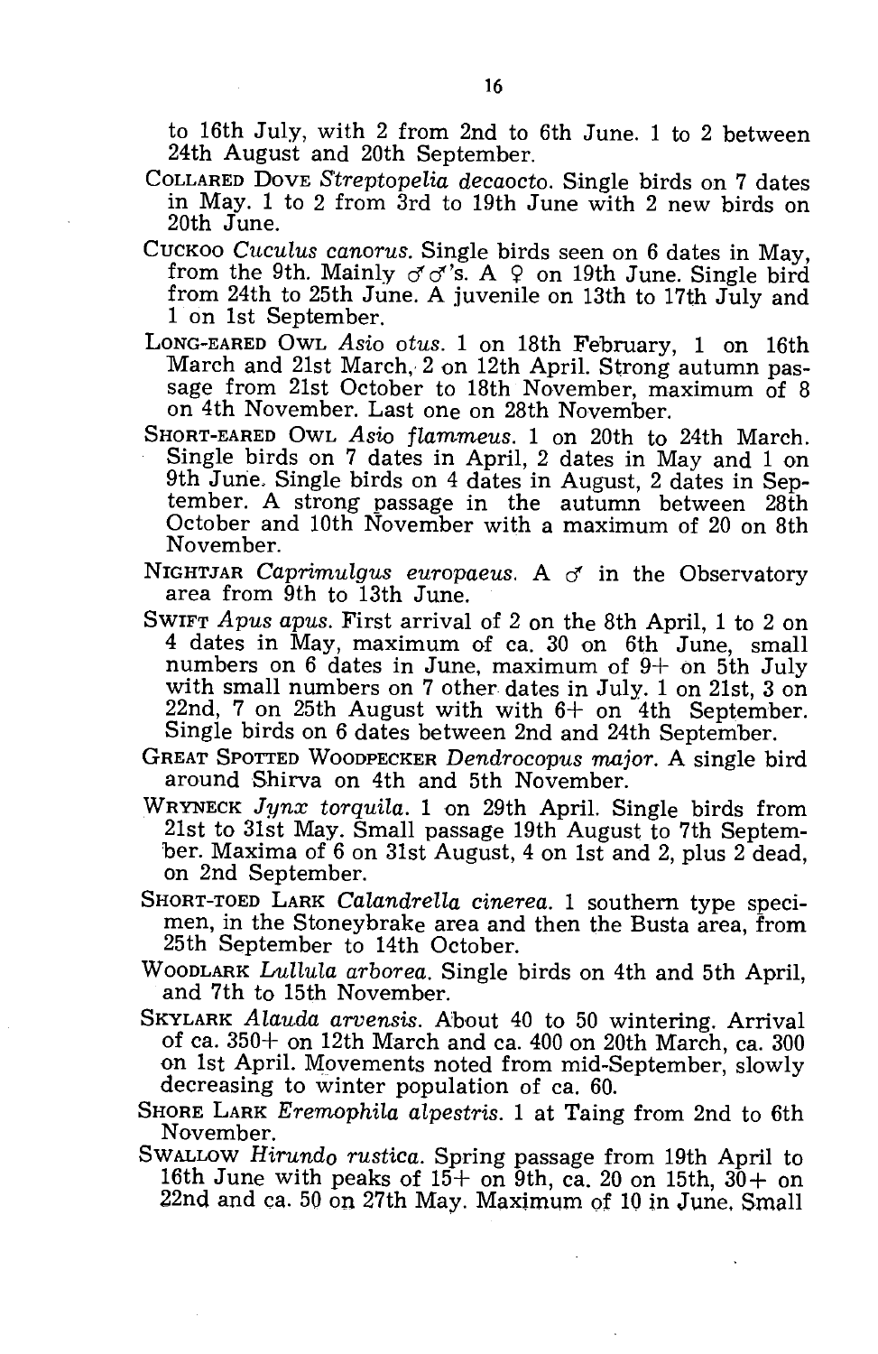to 16th July, with 2 from 2nd to 6th June. 1 to 2 between 24th August and 20th September.

COLLARED DOVE *Streptopelia decaocto*. Single birds on 7 dates in May. 1 to 2 from 3rd to 19th June with 2 new birds on 20th June.

CUCKOO *Cuculus canorus*. Single birds seen on 6 dates in May, from the 9th. Mainly ♂♂'s. A ♀ on 19th June. Single bird from 24th to 25th June. A juvenile on 13th to 17th July and 1 on 1st September.

LONG-EARED OWL *Asio otus*. 1 on 18th February, 1 on 16th March and 21st March, 2 on 12th April. Strong autumn passage from 21st October to 18th November, maximum of 8 on 4th November. Last one on 28th November.

SHORT-EARED OWL *Asio flammeus*. 1 on 20th to 24th March. Single birds on 7 dates in April, 2 dates in May and 1 on 9th June. Single birds on 4 dates in August, 2 dates in September. A strong passage in the autumn between 28th October and 10th November with a maximum of 20 on 8th November.

NIGHTJAR *Caprimulgus europaeus*. A ♂ in the Observatory area from 9th to 13th June.

SWIFT *Apus apus*. First arrival of 2 on the 8th April, 1 to 2 on 4 dates in May, maximum of ca. 30 on 6th June, small numbers on 6 dates in June, maximum of 9+ on 5th July with small numbers on 7 other dates in July. 1 on 21st, 3 on 22nd, 7 on 25th August with with 6+ on 4th September. Single birds on 6 dates between 2nd and 24th September.

GREAT SPOTTED WOODPECKER *Dendrocopus major*. A single bird around Shirva on 4th and 5th November.

WRYNECK *Jynx torquila*. 1 on 29th April. Single birds from 21st to 31st May. Small passage 19th August to 7th September. Maxima of 6 on 31st August, 4 on 1st and 2, plus 2 dead, on 2nd September.

SHORT-TOED LARK *Calandrella cinerea*. 1 southern type specimen, in the Stoneybrake area and then the Busta area, from 25th September to 14th October.

WOODLARK *Lullula arborea*. Single birds on 4th and 5th April, and 7th to 15th November.

SKYLARK *Alauda arvensis*. About 40 to 50 wintering. Arrival of ca. 350+ on 12th March and ca. 400 on 20th March, ca. 300 on 1st April. Movements noted from mid-September, slowly decreasing to winter population of ca. 60.

SHORE LARK *Eremophila alpestris*. 1 at Taing from 2nd to 6th November.

SWALLOW *Hirundo rustica*. Spring passage from 19th April to 16th June with peaks of 15+ on 9th, ca. 20 on 15th, 30+ on 22nd and ca. 50 on 27th May. Maximum of 10 in June. Small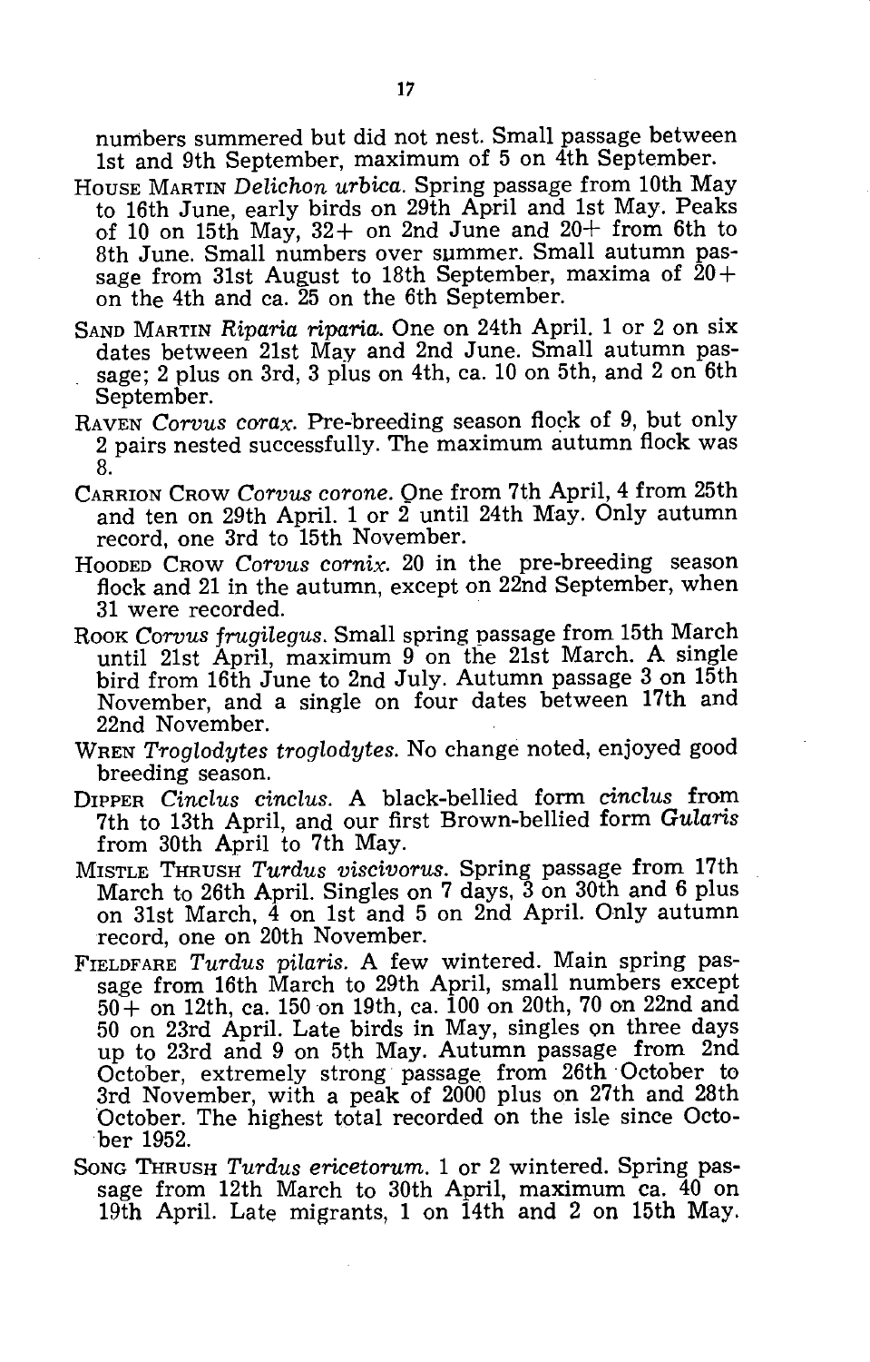numbers summered but did not nest. Small passage between 1st and 9th September, maximum of 5 on 4th September.

HOUSE MARTIN *Delichon urbica.* Spring passage from 10th May to 16th June, early birds on 29th April and 1st May. Peaks of 10 on 15th May, 32+ on 2nd June and 20+ from 6th to 8th June. Small numbers over summer. Small autumn passage from 31st August to 18th September, maxima of 20+ on the 4th and ca. 25 on the 6th September.

SAND MARTIN *Riparia riparia.* One on 24th April. 1 or 2 on six dates between 21st May and 2nd June. Small autumn passage; 2 plus on 3rd, 3 plus on 4th, ca. 10 on 5th, and 2 on 6th September.

RAVEN *Corvus corax.* Pre-breeding season flock of 9, but only 2 pairs nested successfully. The maximum autumn flock was 8.

CARRION CROW *Corvus corone.* One from 7th April, 4 from 25th and ten on 29th April. 1 or 2 until 24th May. Only autumn record, one 3rd to 15th November.

HOODED CROW *Corvus cornix.* 20 in the pre-breeding season flock and 21 in the autumn, except on 22nd September, when 31 were recorded.

ROOK *Corvus frugilegus.* Small spring passage from 15th March until 21st April, maximum 9 on the 21st March. A single bird from 16th June to 2nd July. Autumn passage 3 on 15th November, and a single on four dates between 17th and 22nd November.

WREN *Troglodytes troglodytes.* No change noted, enjoyed good breeding season.

DIPPER *Cinclus cinclus.* A black-bellied form *cinclus* from 7th to 13th April, and our first Brown-bellied form *Gularis* from 30th April to 7th May.

MISTLE THRUSH *Turdus viscivorus.* Spring passage from 17th March to 26th April. Singles on 7 days, 3 on 30th and 6 plus on 31st March, 4 on 1st and 5 on 2nd April. Only autumn record, one on 20th November.

FIELDFARE *Turdus pilaris.* A few wintered. Main spring passage from 16th March to 29th April, small numbers except 50+ on 12th, ca. 150 on 19th, ca. 100 on 20th, 70 on 22nd and 50 on 23rd April. Late birds in May, singles on three days up to 23rd and 9 on 5th May. Autumn passage from 2nd October, extremely strong passage from 26th October to 3rd November, with a peak of 2000 plus on 27th and 28th October. The highest total recorded on the isle since October 1952.

SONG THRUSH *Turdus ericetorum.* 1 or 2 wintered. Spring passage from 12th March to 30th April, maximum ca. 40 on 19th April. Late migrants, 1 on 14th and 2 on 15th May.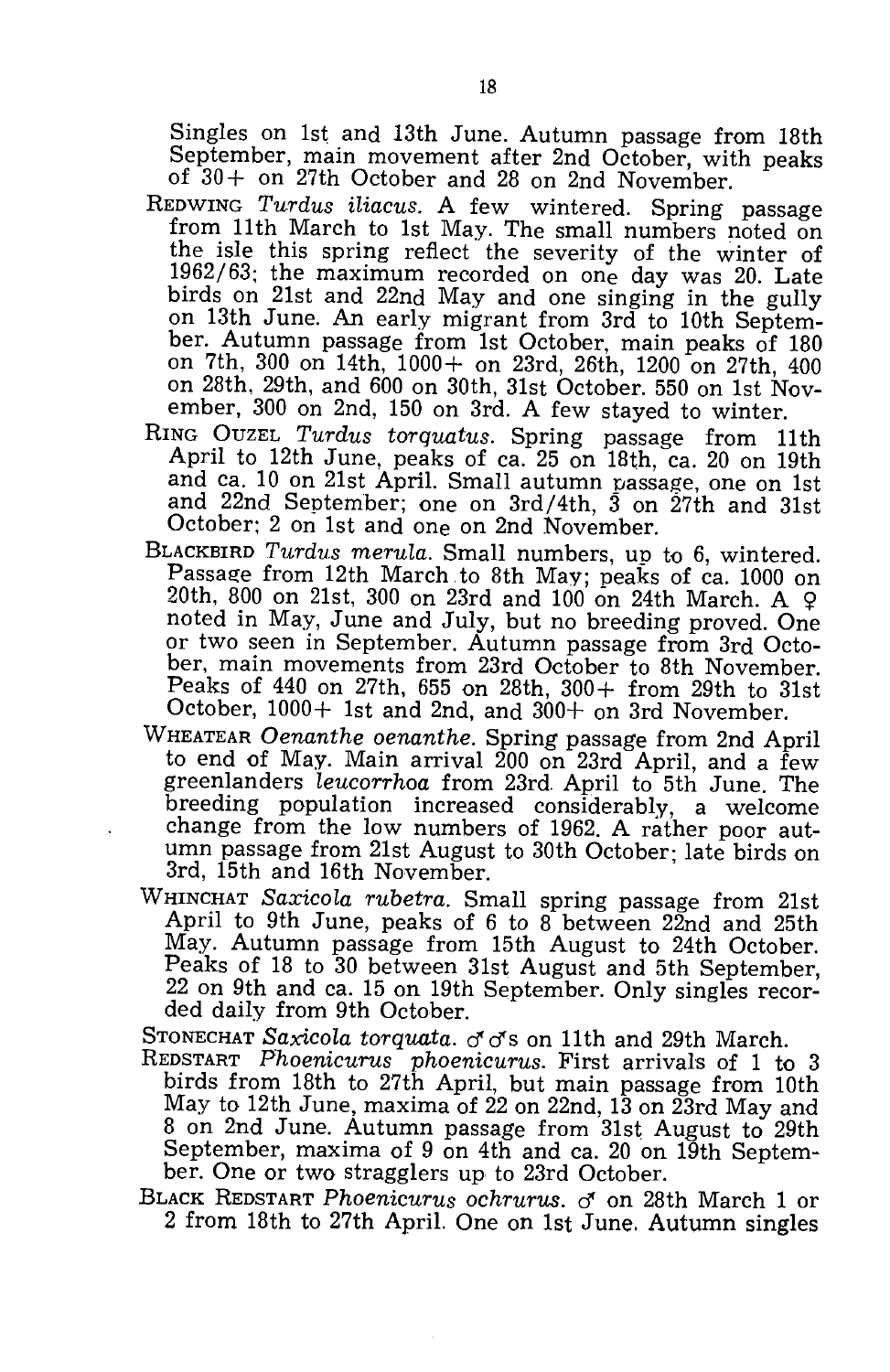Singles on 1st and 13th June. Autumn passage from 18th September, main movement after 2nd October, with peaks of 30+ on 27th October and 28 on 2nd November.

REDWING *Turdus iliacus*. A few wintered. Spring passage from 11th March to 1st May. The small numbers noted on the isle this spring reflect the severity of the winter of 1962/63; the maximum recorded on one day was 20. Late birds on 21st and 22nd May and one singing in the gully on 13th June. An early migrant from 3rd to 10th September. Autumn passage from 1st October, main peaks of 180 on 7th, 300 on 14th, 1000+ on 23rd, 26th, 1200 on 27th, 400 on 28th, 29th, and 600 on 30th, 31st October. 550 on 1st November, 300 on 2nd, 150 on 3rd. A few stayed to winter.

RING OUZEL *Turdus torquatus*. Spring passage from 11th April to 12th June, peaks of ca. 25 on 18th, ca. 20 on 19th and ca. 10 on 21st April. Small autumn passage, one on 1st and 22nd September; one on 3rd/4th, 3 on 27th and 31st October; 2 on 1st and one on 2nd November.

BLACKBIRD *Turdus merula*. Small numbers, up to 6, wintered. Passage from 12th March to 8th May; peaks of ca. 1000 on 20th, 800 on 21st, 300 on 23rd and 100 on 24th March. A ♀ noted in May, June and July, but no breeding proved. One or two seen in September. Autumn passage from 3rd October, main movements from 23rd October to 8th November. Peaks of 440 on 27th, 655 on 28th, 300+ from 29th to 31st October, 1000+ 1st and 2nd, and 300+ on 3rd November.

WHEATEAR *Oenanthe oenanthe*. Spring passage from 2nd April to end of May. Main arrival 200 on 23rd April, and a few greenlanders *leucorrhoa* from 23rd April to 5th June. The breeding population increased considerably, a welcome change from the low numbers of 1962. A rather poor autumn passage from 21st August to 30th October; late birds on 3rd, 15th and 16th November.

WHINCHAT *Saxicola rubetra*. Small spring passage from 21st April to 9th June, peaks of 6 to 8 between 22nd and 25th May. Autumn passage from 15th August to 24th October. Peaks of 18 to 30 between 31st August and 5th September, 22 on 9th and ca. 15 on 19th September. Only singles recorded daily from 9th October.

STONECHAT *Saxicola torquata*. ♂♂s on 11th and 29th March.

REDSTART *Phoenicurus phoenicurus*. First arrivals of 1 to 3 birds from 18th to 27th April, but main passage from 10th May to 12th June, maxima of 22 on 22nd, 13 on 23rd May and 8 on 2nd June. Autumn passage from 31st August to 29th September, maxima of 9 on 4th and ca. 20 on 19th September. One or two stragglers up to 23rd October.

BLACK REDSTART *Phoenicurus ochrurus*. ♂ on 28th March 1 or 2 from 18th to 27th April. One on 1st June. Autumn singles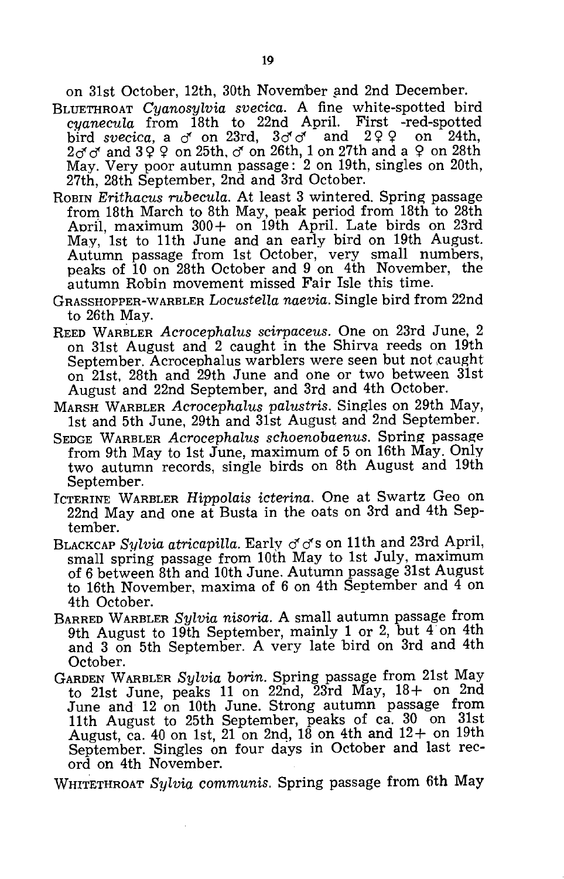on 31st October, 12th, 30th November and 2nd December.

BLUETHROAT *Cyanosylvia svecica*. A fine white-spotted bird *cyanecula* from 18th to 22nd April. First -red-spotted bird *svecica*, a ♂ on 23rd, 3♂♂ and 2♀♀ on 24th, 2♂♂ and 3♀♀ on 25th, ♂ on 26th, 1 on 27th and a ♀ on 28th May. Very poor autumn passage: 2 on 19th, singles on 20th, 27th, 28th September, 2nd and 3rd October.

ROBIN *Erithacus rubecula*. At least 3 wintered. Spring passage from 18th March to 8th May, peak period from 18th to 28th April, maximum 300+ on 19th April. Late birds on 23rd May, 1st to 11th June and an early bird on 19th August. Autumn passage from 1st October, very small numbers, peaks of 10 on 28th October and 9 on 4th November, the autumn Robin movement missed Fair Isle this time.

GRASSHOPPER-WARBLER *Locustella naevia*. Single bird from 22nd to 26th May.

REED WARBLER *Acrocephalus scirpaceus*. One on 23rd June, 2 on 31st August and 2 caught in the Shirva reeds on 19th September. Acrocephalus warblers were seen but not caught on 21st, 28th and 29th June and one or two between 31st August and 22nd September, and 3rd and 4th October.

MARSH WARBLER *Acrocephalus palustris*. Singles on 29th May, 1st and 5th June, 29th and 31st August and 2nd September.

SEDGE WARBLER *Acrocephalus schoenobaenus*. Spring passage from 9th May to 1st June, maximum of 5 on 16th May. Only two autumn records, single birds on 8th August and 19th September.

ICTERINE WARBLER *Hippolais icterina*. One at Swartz Geo on 22nd May and one at Busta in the oats on 3rd and 4th September.

BLACKCAP *Sylvia atricapilla*. Early ♂♂s on 11th and 23rd April, small spring passage from 10th May to 1st July, maximum of 6 between 8th and 10th June. Autumn passage 31st August to 16th November, maxima of 6 on 4th September and 4 on 4th October.

BARRED WARBLER *Sylvia nisoria*. A small autumn passage from 9th August to 19th September, mainly 1 or 2, but 4 on 4th and 3 on 5th September. A very late bird on 3rd and 4th October.

GARDEN WARBLER *Sylvia borin*. Spring passage from 21st May to 21st June, peaks 11 on 22nd, 23rd May, 18+ on 2nd June and 12 on 10th June. Strong autumn passage from 11th August to 25th September, peaks of ca. 30 on 31st August, ca. 40 on 1st, 21 on 2nd, 18 on 4th and 12+ on 19th September. Singles on four days in October and last record on 4th November.

WHITETHROAT *Sylvia communis*. Spring passage from 6th May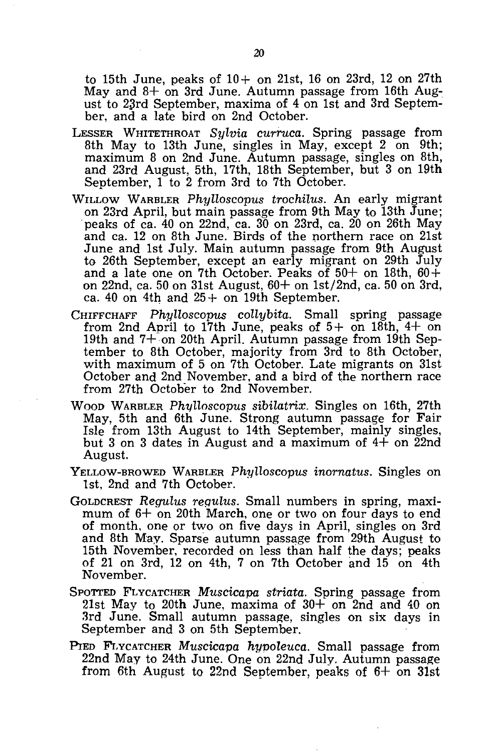to 15th June, peaks of 10+ on 21st, 16 on 23rd, 12 on 27th May and 8+ on 3rd June. Autumn passage from 16th August to 23rd September, maxima of 4 on 1st and 3rd September, and a late bird on 2nd October.

LESSER WHITETHROAT *Sylvia curruca*. Spring passage from 8th May to 13th June, singles in May, except 2 on 9th; maximum 8 on 2nd June. Autumn passage, singles on 8th, and 23rd August, 5th, 17th, 18th September, but 3 on 19th September, 1 to 2 from 3rd to 7th October.

WILLOW WARBLER *Phylloscopus trochilus*. An early migrant on 23rd April, but main passage from 9th May to 13th June; peaks of ca. 40 on 22nd, ca. 30 on 23rd, ca. 20 on 26th May and ca. 12 on 8th June. Birds of the northern race on 21st June and 1st July. Main autumn passage from 9th August to 26th September, except an early migrant on 29th July and a late one on 7th October. Peaks of 50+ on 18th, 60+ on 22nd, ca. 50 on 31st August, 60+ on 1st/2nd, ca. 50 on 3rd, ca. 40 on 4th and 25+ on 19th September.

CHIFFCHAFF *Phylloscopus collybita*. Small spring passage from 2nd April to 17th June, peaks of 5+ on 18th, 4+ on 19th and 7+ on 20th April. Autumn passage from 19th September to 8th October, majority from 3rd to 8th October, with maximum of 5 on 7th October. Late migrants on 31st October and 2nd November, and a bird of the northern race from 27th October to 2nd November.

WOOD WARBLER *Phylloscopus sibilatrix*. Singles on 16th, 27th May, 5th and 6th June. Strong autumn passage for Fair Isle from 13th August to 14th September, mainly singles, but 3 on 3 dates in August and a maximum of 4+ on 22nd August.

YELLOW-BROWED WARBLER *Phylloscopus inornatus*. Singles on 1st, 2nd and 7th October.

GOLDCREST *Regulus regulus*. Small numbers in spring, maximum of 6+ on 20th March, one or two on four days to end of month, one or two on five days in April, singles on 3rd and 8th May. Sparse autumn passage from 29th August to 15th November, recorded on less than half the days; peaks of 21 on 3rd, 12 on 4th, 7 on 7th October and 15 on 4th November.

SPOTTED FLYCATCHER *Muscicapa striata*. Spring passage from 21st May to 20th June, maxima of 30+ on 2nd and 40 on 3rd June. Small autumn passage, singles on six days in September and 3 on 5th September.

PIED FLYCATCHER *Muscicapa hypoleuca*. Small passage from 22nd May to 24th June. One on 22nd July. Autumn passage from 6th August to 22nd September, peaks of 6+ on 31st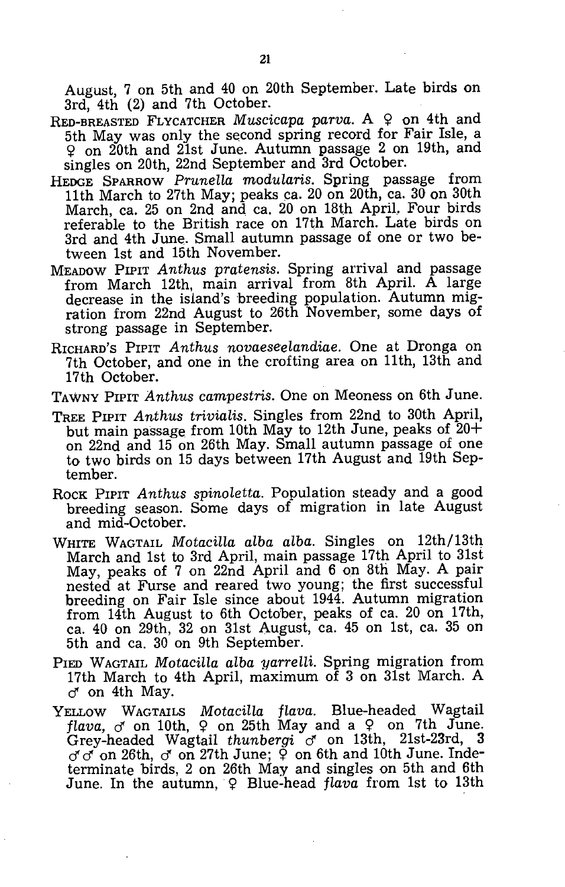August, 7 on 5th and 40 on 20th September. Late birds on 3rd, 4th (2) and 7th October.

RED-BREASTED FLYCATCHER *Muscicapa parva*. A ♀ on 4th and 5th May was only the second spring record for Fair Isle, a ♀ on 20th and 21st June. Autumn passage 2 on 19th, and singles on 20th, 22nd September and 3rd October.

HEDGE SPARROW *Prunella modularis*. Spring passage from 11th March to 27th May; peaks ca. 20 on 20th, ca. 30 on 30th March, ca. 25 on 2nd and ca. 20 on 18th April. Four birds referable to the British race on 17th March. Late birds on 3rd and 4th June. Small autumn passage of one or two between 1st and 15th November.

MEADOW PIPIT *Anthus pratensis*. Spring arrival and passage from March 12th, main arrival from 8th April. A large decrease in the island's breeding population. Autumn migration from 22nd August to 26th November, some days of strong passage in September.

RICHARD'S PIPIT *Anthus novaeseelandiae*. One at Dronga on 7th October, and one in the crofting area on 11th, 13th and 17th October.

TAWNY PIPIT *Anthus campestris*. One on Meoness on 6th June.

TREE PIPIT *Anthus trivialis*. Singles from 22nd to 30th April, but main passage from 10th May to 12th June, peaks of 20+ on 22nd and 15 on 26th May. Small autumn passage of one to two birds on 15 days between 17th August and 19th September.

ROCK PIPIT *Anthus spinoletta*. Population steady and a good breeding season. Some days of migration in late August and mid-October.

WHITE WAGTAIL *Motacilla alba alba*. Singles on 12th/13th March and 1st to 3rd April, main passage 17th April to 31st May, peaks of 7 on 22nd April and 6 on 8th May. A pair nested at Furse and reared two young; the first successful breeding on Fair Isle since about 1944. Autumn migration from 14th August to 6th October, peaks of ca. 20 on 17th, ca. 40 on 29th, 32 on 31st August, ca. 45 on 1st, ca. 35 on 5th and ca. 30 on 9th September.

PIED WAGTAIL *Motacilla alba yarrelli*. Spring migration from 17th March to 4th April, maximum of 3 on 31st March. A ♂ on 4th May.

YELLOW WAGTAILS *Motacilla flava*. Blue-headed Wagtail *flava*, ♂ on 10th, ♀ on 25th May and a ♀ on 7th June. Grey-headed Wagtail *thunbergi* ♂ on 13th, 21st-23rd, 3 ♂♂ on 26th, ♂ on 27th June; ♀ on 6th and 10th June. Indeterminate birds, 2 on 26th May and singles on 5th and 6th June. In the autumn, ♀ Blue-head *flava* from 1st to 13th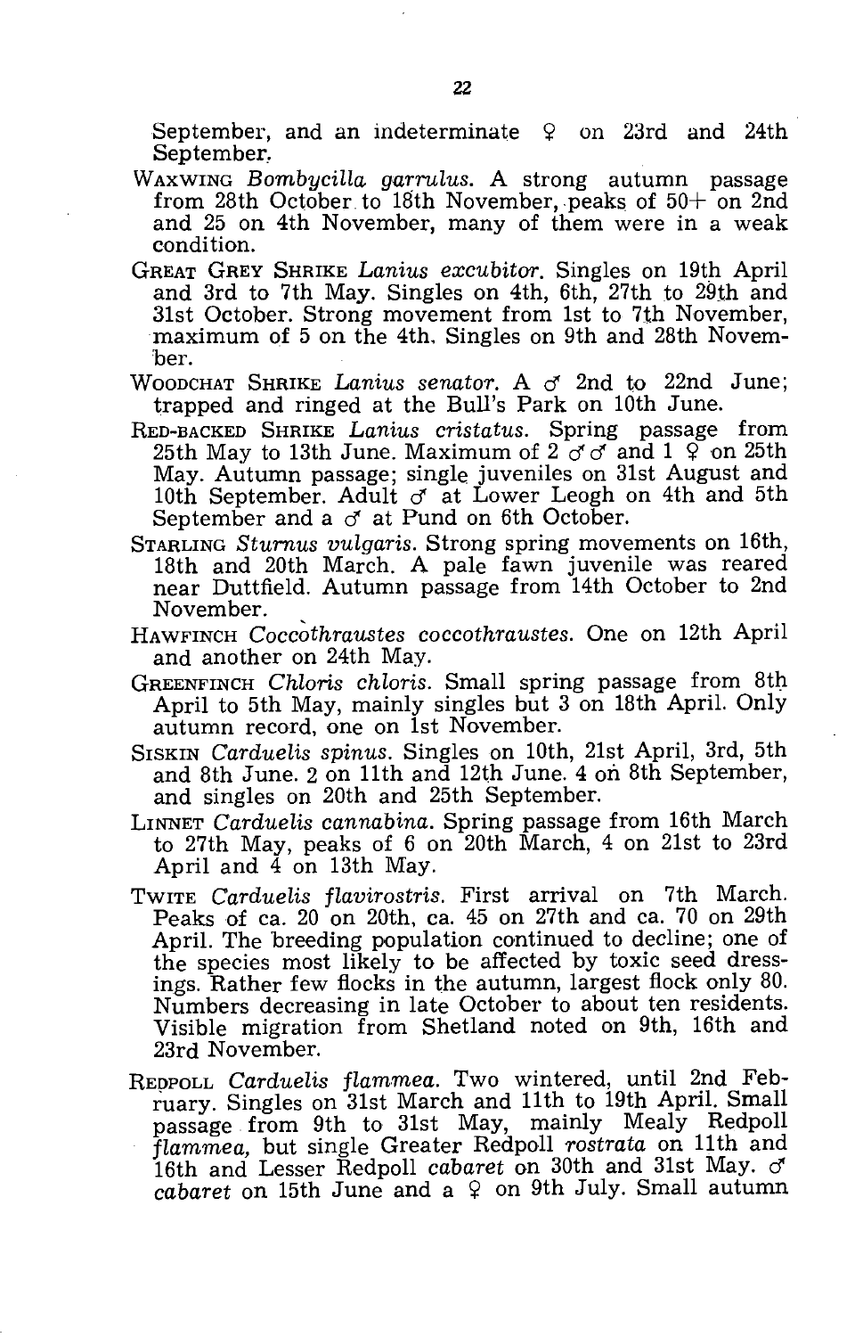September, and an indeterminate ♀ on 23rd and 24th September.

WAXWING *Bombycilla garrulus*. A strong autumn passage from 28th October to 18th November, peaks of 50+ on 2nd and 25 on 4th November, many of them were in a weak condition.

GREAT GREY SHRIKE *Lanius excubitor*. Singles on 19th April and 3rd to 7th May. Singles on 4th, 6th, 27th to 29th and 31st October. Strong movement from 1st to 7th November, maximum of 5 on the 4th. Singles on 9th and 28th November.

WOODCHAT SHRIKE *Lanius senator*. A ♂ 2nd to 22nd June; trapped and ringed at the Bull's Park on 10th June.

RED-BACKED SHRIKE *Lanius cristatus*. Spring passage from 25th May to 13th June. Maximum of 2 ♂♂ and 1 ♀ on 25th May. Autumn passage; single juveniles on 31st August and 10th September. Adult ♂ at Lower Leogh on 4th and 5th September and a ♂ at Pund on 6th October.

STARLING *Sturnus vulgaris*. Strong spring movements on 16th, 18th and 20th March. A pale fawn juvenile was reared near Duttfield. Autumn passage from 14th October to 2nd November.

HAWFINCH *Coccothraustes coccothraustes*. One on 12th April and another on 24th May.

GREENFINCH *Chloris chloris*. Small spring passage from 8th April to 5th May, mainly singles but 3 on 18th April. Only autumn record, one on 1st November.

SISKIN *Carduelis spinus*. Singles on 10th, 21st April, 3rd, 5th and 8th June. 2 on 11th and 12th June. 4 on 8th September, and singles on 20th and 25th September.

LINNET *Carduelis cannabina*. Spring passage from 16th March to 27th May, peaks of 6 on 20th March, 4 on 21st to 23rd April and 4 on 13th May.

TWITE *Carduelis flavirostris*. First arrival on 7th March. Peaks of ca. 20 on 20th, ca. 45 on 27th and ca. 70 on 29th April. The breeding population continued to decline; one of the species most likely to be affected by toxic seed dressings. Rather few flocks in the autumn, largest flock only 80. Numbers decreasing in late October to about ten residents. Visible migration from Shetland noted on 9th, 16th and 23rd November.

REDPOLL *Carduelis flammea*. Two wintered, until 2nd February. Singles on 31st March and 11th to 19th April. Small passage from 9th to 31st May, mainly Mealy Redpoll *flammea*, but single Greater Redpoll *rostrata* on 11th and 16th and Lesser Redpoll *cabaret* on 30th and 31st May. ♂ *cabaret* on 15th June and a ♀ on 9th July. Small autumn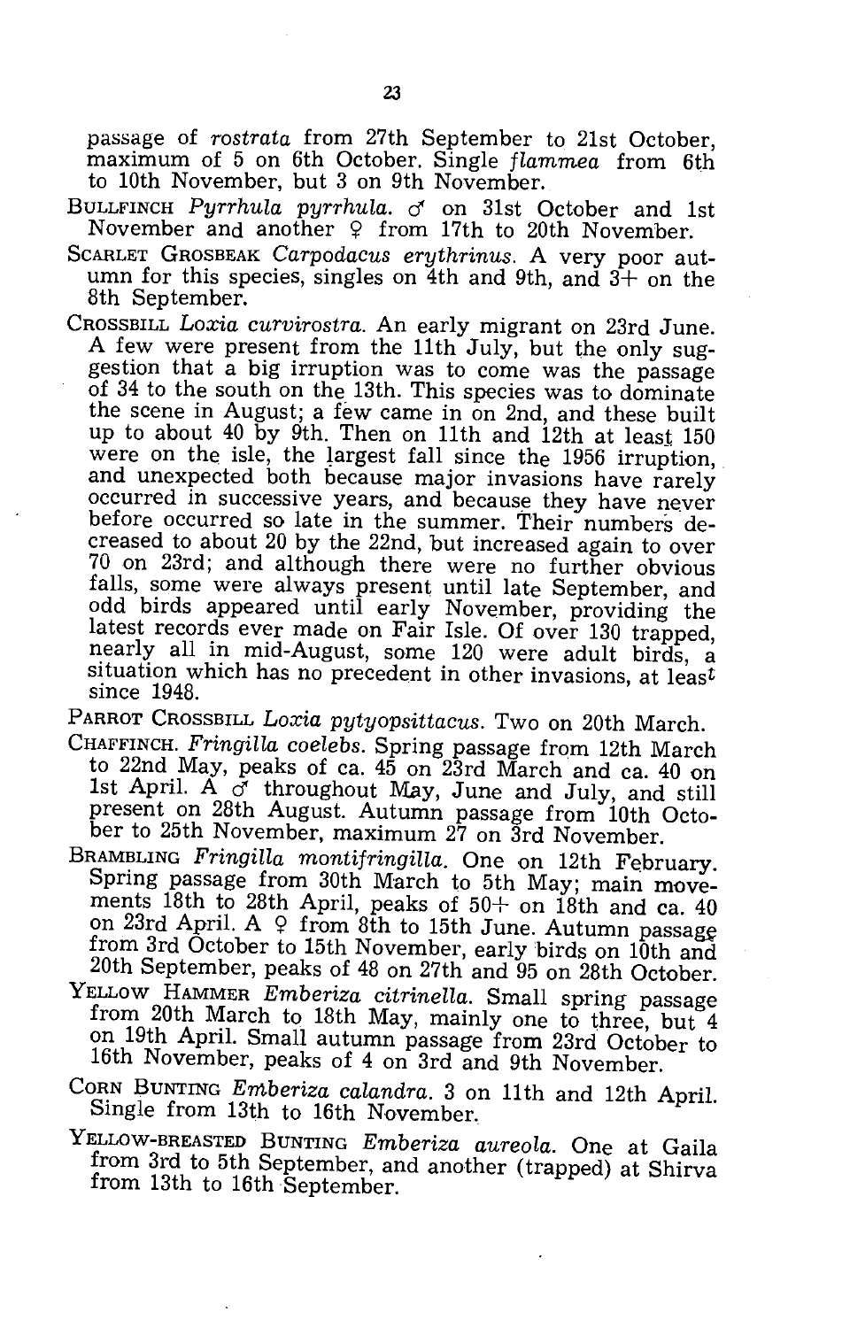passage of *rostrata* from 27th September to 21st October, maximum of 5 on 6th October. Single *flammea* from 6th to 10th November, but 3 on 9th November.

BULLFINCH *Pyrrhula pyrrhula*. ♂ on 31st October and 1st November and another ♀ from 17th to 20th November.

SCARLET GROSBEAK *Carpodacus erythrinus*. A very poor autumn for this species, singles on 4th and 9th, and 3+ on the 8th September.

CROSSBILL *Loxia curvirostra*. An early migrant on 23rd June. A few were present from the 11th July, but the only suggestion that a big irruption was to come was the passage of 34 to the south on the 13th. This species was to dominate the scene in August; a few came in on 2nd, and these built up to about 40 by 9th. Then on 11th and 12th at least 150 were on the isle, the largest fall since the 1956 irruption, and unexpected both because major invasions have rarely occurred in successive years, and because they have never before occurred so late in the summer. Their numbers decreased to about 20 by the 22nd, but increased again to over 70 on 23rd; and although there were no further obvious falls, some were always present until late September, and odd birds appeared until early November, providing the latest records ever made on Fair Isle. Of over 130 trapped, nearly all in mid-August, some 120 were adult birds, a situation which has no precedent in other invasions, at least since 1948.

PARROT CROSSBILL *Loxia pytyopsittacus*. Two on 20th March.

CHAFFINCH. *Fringilla coelebs*. Spring passage from 12th March to 22nd May, peaks of ca. 45 on 23rd March and ca. 40 on 1st April. A ♂ throughout May, June and July, and still present on 28th August. Autumn passage from 10th October to 25th November, maximum 27 on 3rd November.

BRAMBLING *Fringilla montifringilla*. One on 12th February. Spring passage from 30th March to 5th May; main movements 18th to 28th April, peaks of 50+ on 18th and ca. 40 on 23rd April. A ♀ from 8th to 15th June. Autumn passage from 3rd October to 15th November, early birds on 10th and 20th September, peaks of 48 on 27th and 95 on 28th October.

YELLOW HAMMER *Emberiza citrinella*. Small spring passage from 20th March to 18th May, mainly one to three, but 4 on 19th April. Small autumn passage from 23rd October to 16th November, peaks of 4 on 3rd and 9th November.

CORN BUNTING *Emberiza calandra*. 3 on 11th and 12th April. Single from 13th to 16th November.

YELLOW-BREASTED BUNTING *Emberiza aureola*. One at Gaila from 3rd to 5th September, and another (trapped) at Shirva from 13th to 16th September.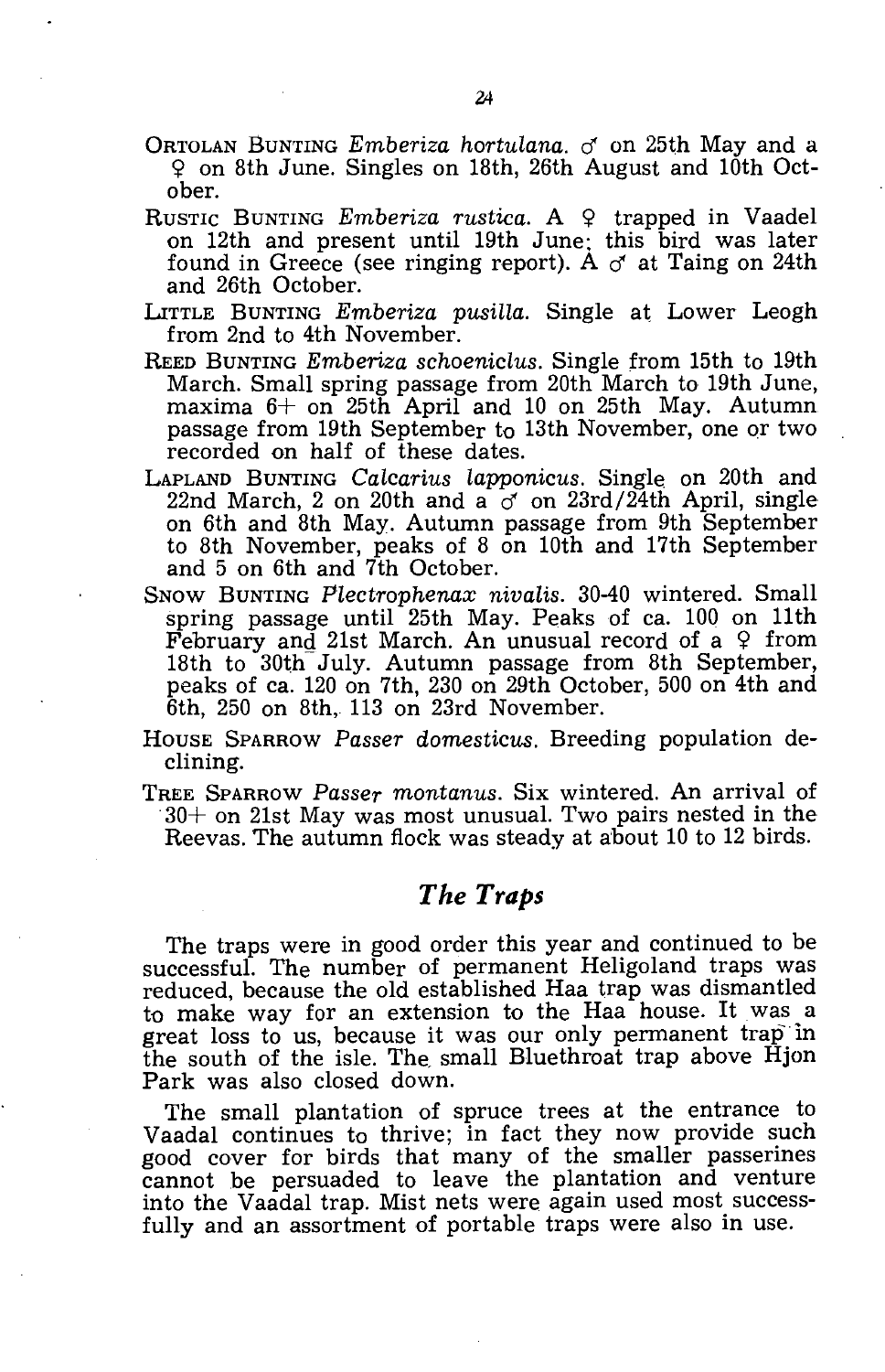ORTOLAN BUNTING *Emberiza hortulana*. ♂ on 25th May and a ♀ on 8th June. Singles on 18th, 26th August and 10th October.

RUSTIC BUNTING *Emberiza rustica*. A ♀ trapped in Vaadel on 12th and present until 19th June; this bird was later found in Greece (see ringing report). A ♂ at Taing on 24th and 26th October.

LITTLE BUNTING *Emberiza pusilla*. Single at Lower Leogh from 2nd to 4th November.

REED BUNTING *Emberiza schoeniclus*. Single from 15th to 19th March. Small spring passage from 20th March to 19th June, maxima 6+ on 25th April and 10 on 25th May. Autumn passage from 19th September to 13th November, one or two recorded on half of these dates.

LAPLAND BUNTING *Calcarius lapponicus*. Single on 20th and 22nd March, 2 on 20th and a ♂ on 23rd/24th April, single on 6th and 8th May. Autumn passage from 9th September to 8th November, peaks of 8 on 10th and 17th September and 5 on 6th and 7th October.

SNOW BUNTING *Plectrophenax nivalis*. 30-40 wintered. Small spring passage until 25th May. Peaks of ca. 100 on 11th February and 21st March. An unusual record of a ♀ from 18th to 30th July. Autumn passage from 8th September, peaks of ca. 120 on 7th, 230 on 29th October, 500 on 4th and 6th, 250 on 8th, 113 on 23rd November.

HOUSE SPARROW *Passer domesticus*. Breeding population declining.

TREE SPARROW *Passer montanus*. Six wintered. An arrival of 30+ on 21st May was most unusual. Two pairs nested in the Reevas. The autumn flock was steady at about 10 to 12 birds.

## *The Traps*

The traps were in good order this year and continued to be successful. The number of permanent Heligoland traps was reduced, because the old established Haa trap was dismantled to make way for an extension to the Haa house. It was a great loss to us, because it was our only permanent trap in the south of the isle. The small Bluethroat trap above Hjon Park was also closed down.

The small plantation of spruce trees at the entrance to Vaadal continues to thrive; in fact they now provide such good cover for birds that many of the smaller passerines cannot be persuaded to leave the plantation and venture into the Vaadal trap. Mist nets were again used most successfully and an assortment of portable traps were also in use.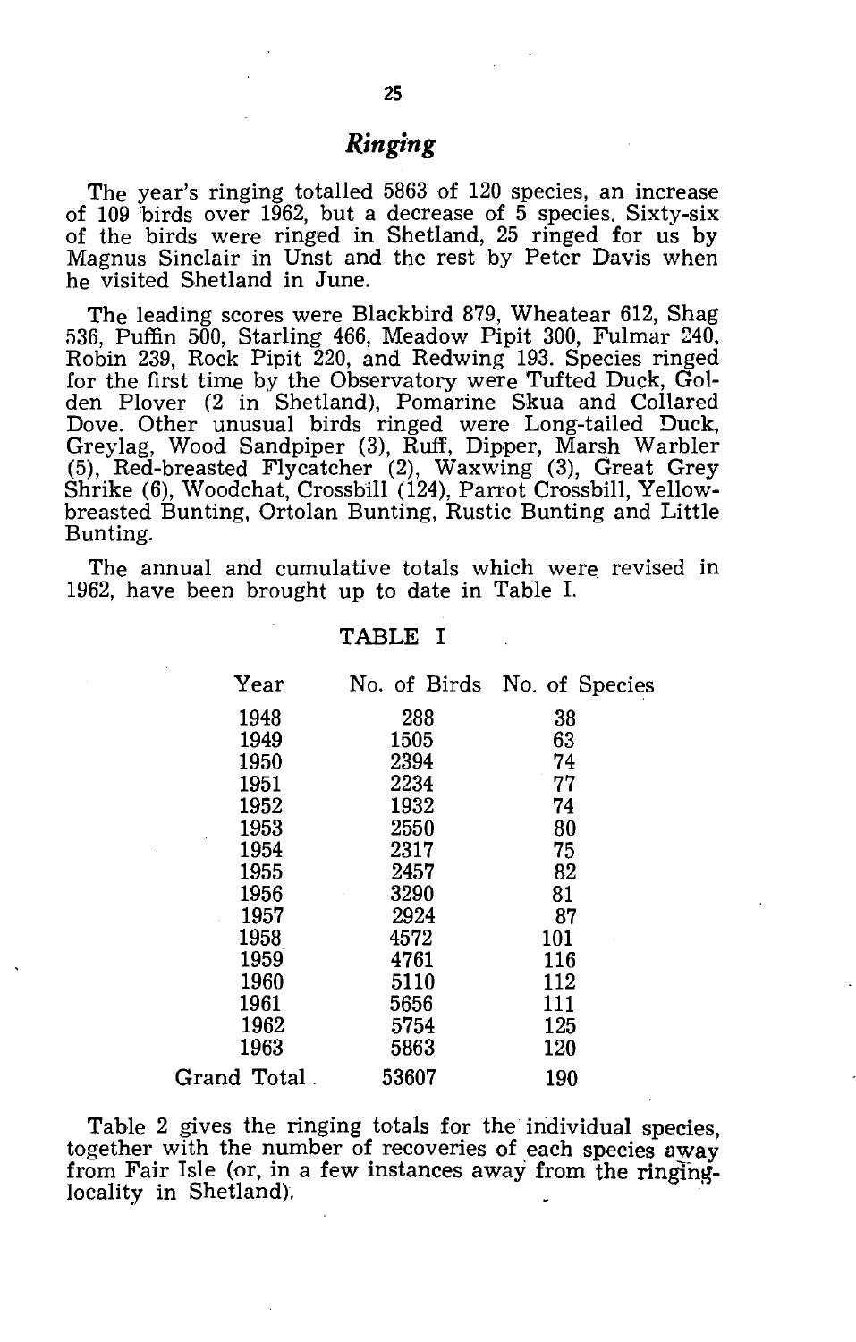## *Ringing*

The year's ringing totalled 5863 of 120 species, an increase of 109 birds over 1962, but a decrease of 5 species. Sixty-six of the birds were ringed in Shetland, 25 ringed for us by Magnus Sinclair in Unst and the rest by Peter Davis when he visited Shetland in June.

The leading scores were Blackbird 879, Wheatear 612, Shag 536, Puffin 500, Starling 466, Meadow Pipit 300, Fulmar 240, Robin 239, Rock Pipit 220, and Redwing 193. Species ringed for the first time by the Observatory were Tufted Duck, Golden Plover (2 in Shetland), Pomarine Skua and Collared Dove. Other unusual birds ringed were Long-tailed Duck, Greylag, Wood Sandpiper (3), Ruff, Dipper, Marsh Warbler (5), Red-breasted Flycatcher (2), Waxwing (3), Great Grey Shrike (6), Woodchat, Crossbill (124), Parrot Crossbill, Yellow-breasted Bunting, Ortolan Bunting, Rustic Bunting and Little Bunting.

The annual and cumulative totals which were revised in 1962, have been brought up to date in Table I.

TABLE I

| Year | No. of Birds | No. of Species |
|---|---|---|
| 1948 | 288 | 38 |
| 1949 | 1505 | 63 |
| 1950 | 2394 | 74 |
| 1951 | 2234 | 77 |
| 1952 | 1932 | 74 |
| 1953 | 2550 | 80 |
| 1954 | 2317 | 75 |
| 1955 | 2457 | 82 |
| 1956 | 3290 | 81 |
| 1957 | 2924 | 87 |
| 1958 | 4572 | 101 |
| 1959 | 4761 | 116 |
| 1960 | 5110 | 112 |
| 1961 | 5656 | 111 |
| 1962 | 5754 | 125 |
| 1963 | 5863 | 120 |
| Grand Total | 53607 | 190 |

Table 2 gives the ringing totals for the individual species, together with the number of recoveries of each species away from Fair Isle (or, in a few instances away from the ringing-locality in Shetland).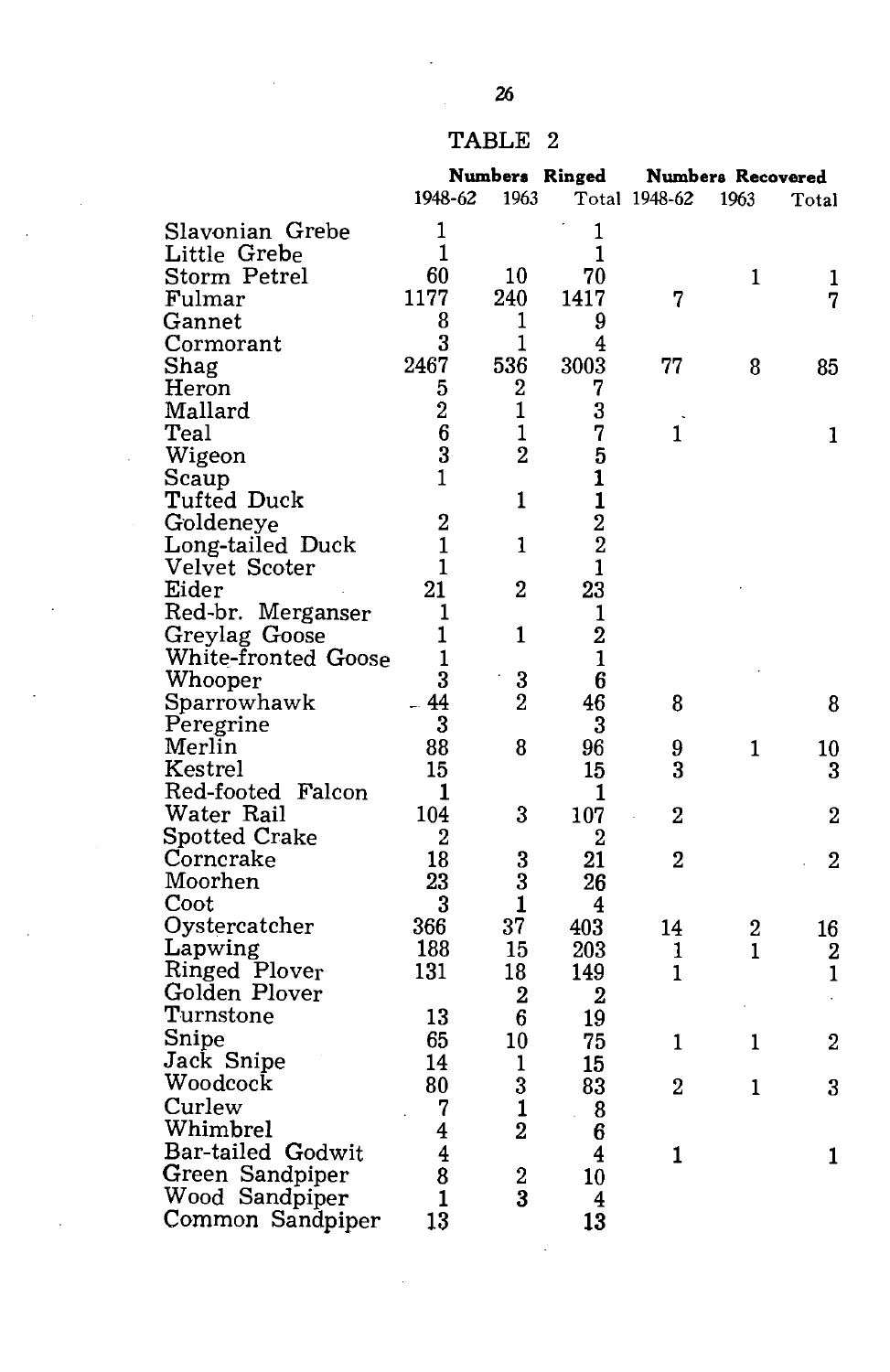## TABLE 2

| | Numbers Ringed | | | Numbers Recovered | | |
|---|---|---|---|---|---|---|
| | 1948-62 | 1963 | Total | 1948-62 | 1963 | Total |
| Slavonian Grebe | 1 | | 1 | | | |
| Little Grebe | 1 | | 1 | | | |
| Storm Petrel | 60 | 10 | 70 | | 1 | 1 |
| Fulmar | 1177 | 240 | 1417 | 7 | | 7 |
| Gannet | 8 | 1 | 9 | | | |
| Cormorant | 3 | 1 | 4 | | | |
| Shag | 2467 | 536 | 3003 | 77 | 8 | 85 |
| Heron | 5 | 2 | 7 | | | |
| Mallard | 2 | 1 | 3 | | | |
| Teal | 6 | 1 | 7 | 1 | | 1 |
| Wigeon | 3 | 2 | 5 | | | |
| Scaup | 1 | | 1 | | | |
| Tufted Duck | | 1 | 1 | | | |
| Goldeneye | 2 | | 2 | | | |
| Long-tailed Duck | 1 | 1 | 2 | | | |
| Velvet Scoter | 1 | | 1 | | | |
| Eider | 21 | 2 | 23 | | | |
| Red-br. Merganser | 1 | | 1 | | | |
| Greylag Goose | 1 | 1 | 2 | | | |
| White-fronted Goose | 1 | | 1 | | | |
| Whooper | 3 | 3 | 6 | | | |
| Sparrowhawk | 44 | 2 | 46 | 8 | | 8 |
| Peregrine | 3 | | 3 | | | |
| Merlin | 88 | 8 | 96 | 9 | 1 | 10 |
| Kestrel | 15 | | 15 | 3 | | 3 |
| Red-footed Falcon | 1 | | 1 | | | |
| Water Rail | 104 | 3 | 107 | 2 | | 2 |
| Spotted Crake | 2 | | 2 | | | |
| Corncrake | 18 | 3 | 21 | 2 | | 2 |
| Moorhen | 23 | 3 | 26 | | | |
| Coot | 3 | 1 | 4 | | | |
| Oystercatcher | 366 | 37 | 403 | 14 | 2 | 16 |
| Lapwing | 188 | 15 | 203 | 1 | 1 | 2 |
| Ringed Plover | 131 | 18 | 149 | 1 | | 1 |
| Golden Plover | | 2 | 2 | | | |
| Turnstone | 13 | 6 | 19 | | | |
| Snipe | 65 | 10 | 75 | 1 | 1 | 2 |
| Jack Snipe | 14 | 1 | 15 | | | |
| Woodcock | 80 | 3 | 83 | 2 | 1 | 3 |
| Curlew | 7 | 1 | 8 | | | |
| Whimbrel | 4 | 2 | 6 | | | |
| Bar-tailed Godwit | 4 | | 4 | 1 | | 1 |
| Green Sandpiper | 8 | 2 | 10 | | | |
| Wood Sandpiper | 1 | 3 | 4 | | | |
| Common Sandpiper | 13 | | 13 | | | |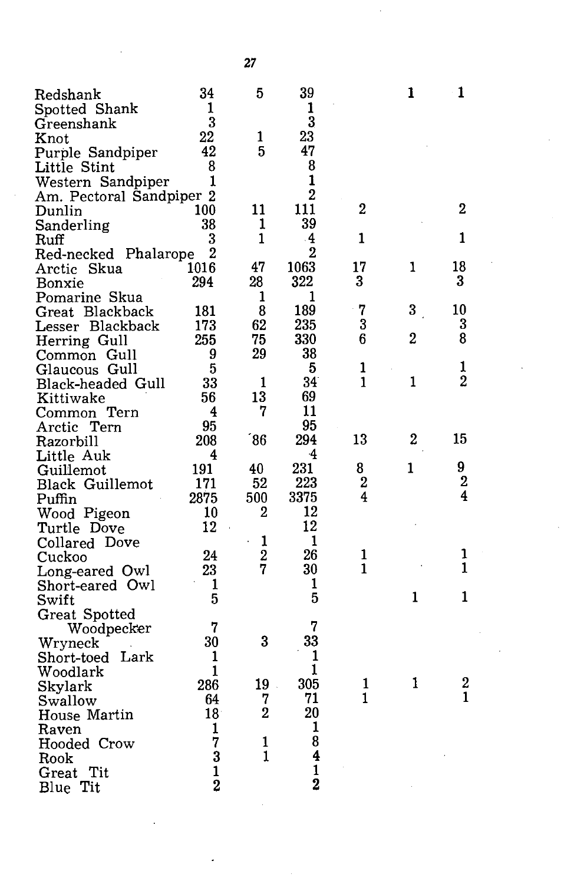| | | | | | | |
|---|---|---|---|---|---|---|
| Redshank | 34 | 5 | 39 | | 1 | 1 |
| Spotted Shank | 1 | | 1 | | | |
| Greenshank | 3 | | 3 | | | |
| Knot | 22 | 1 | 23 | | | |
| Purple Sandpiper | 42 | 5 | 47 | | | |
| Little Stint | 8 | | 8 | | | |
| Western Sandpiper | 1 | | 1 | | | |
| Am. Pectoral Sandpiper | 2 | | 2 | | | |
| Dunlin | 100 | 11 | 111 | 2 | | 2 |
| Sanderling | 38 | 1 | 39 | | | |
| Ruff | 3 | 1 | 4 | 1 | | 1 |
| Red-necked Phalarope | 2 | | 2 | | | |
| Arctic Skua | 1016 | 47 | 1063 | 17 | 1 | 18 |
| Bonxie | 294 | 28 | 322 | 3 | | 3 |
| Pomarine Skua | | 1 | 1 | | | |
| Great Blackback | 181 | 8 | 189 | 7 | 3 | 10 |
| Lesser Blackback | 173 | 62 | 235 | 3 | | 3 |
| Herring Gull | 255 | 75 | 330 | 6 | 2 | 8 |
| Common Gull | 9 | 29 | 38 | | | |
| Glaucous Gull | 5 | | 5 | 1 | | 1 |
| Black-headed Gull | 33 | 1 | 34 | 1 | 1 | 2 |
| Kittiwake | 56 | 13 | 69 | | | |
| Common Tern | 4 | 7 | 11 | | | |
| Arctic Tern | 95 | | 95 | | | |
| Razorbill | 208 | 86 | 294 | 13 | 2 | 15 |
| Little Auk | 4 | | 4 | | | |
| Guillemot | 191 | 40 | 231 | 8 | 1 | 9 |
| Black Guillemot | 171 | 52 | 223 | 2 | | 2 |
| Puffin | 2875 | 500 | 3375 | 4 | | 4 |
| Wood Pigeon | 10 | 2 | 12 | | | |
| Turtle Dove | 12 | | 12 | | | |
| Collared Dove | | 1 | 1 | | | |
| Cuckoo | 24 | 2 | 26 | 1 | | 1 |
| Long-eared Owl | 23 | 7 | 30 | 1 | | 1 |
| Short-eared Owl | 1 | | 1 | | | |
| Swift | 5 | | 5 | | 1 | 1 |
| Great Spotted Woodpecker | 7 | | 7 | | | |
| Wryneck | 30 | 3 | 33 | | | |
| Short-toed Lark | 1 | | 1 | | | |
| Woodlark | 1 | | 1 | | | |
| Skylark | 286 | 19 | 305 | 1 | 1 | 2 |
| Swallow | 64 | 7 | 71 | 1 | | 1 |
| House Martin | 18 | 2 | 20 | | | |
| Raven | 1 | | 1 | | | |
| Hooded Crow | 7 | 1 | 8 | | | |
| Rook | 3 | 1 | 4 | | | |
| Great Tit | 1 | | 1 | | | |
| Blue Tit | 2 | | 2 | | | |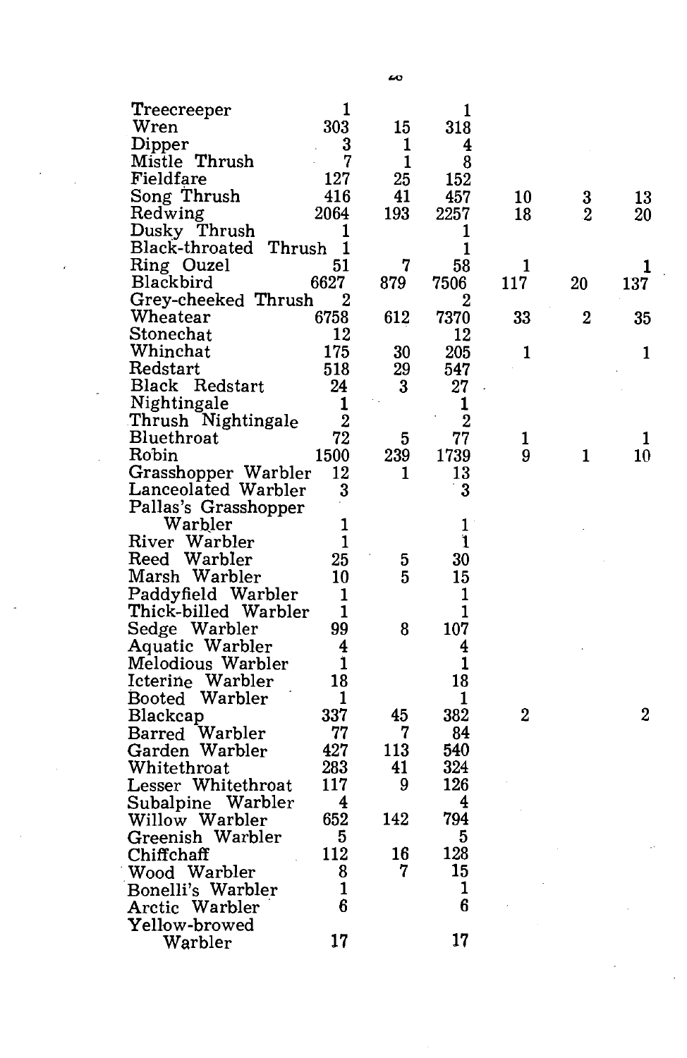| | | | | | | |
|---|---|---|---|---|---|---|
| Treecreeper | 1 | | 1 | | | |
| Wren | 303 | 15 | 318 | | | |
| Dipper | 3 | 1 | 4 | | | |
| Mistle Thrush | 7 | 1 | 8 | | | |
| Fieldfare | 127 | 25 | 152 | | | |
| Song Thrush | 416 | 41 | 457 | 10 | 3 | 13 |
| Redwing | 2064 | 193 | 2257 | 18 | 2 | 20 |
| Dusky Thrush | 1 | | 1 | | | |
| Black-throated Thrush | 1 | | 1 | | | |
| Ring Ouzel | 51 | 7 | 58 | 1 | | 1 |
| Blackbird | 6627 | 879 | 7506 | 117 | 20 | 137 |
| Grey-cheeked Thrush | 2 | | 2 | | | |
| Wheatear | 6758 | 612 | 7370 | 33 | 2 | 35 |
| Stonechat | 12 | | 12 | | | |
| Whinchat | 175 | 30 | 205 | 1 | | 1 |
| Redstart | 518 | 29 | 547 | | | |
| Black Redstart | 24 | 3 | 27 | | | |
| Nightingale | 1 | | 1 | | | |
| Thrush Nightingale | 2 | | 2 | | | |
| Bluethroat | 72 | 5 | 77 | 1 | | 1 |
| Robin | 1500 | 239 | 1739 | 9 | 1 | 10 |
| Grasshopper Warbler | 12 | 1 | 13 | | | |
| Lanceolated Warbler | 3 | | 3 | | | |
| Pallas's Grasshopper Warbler | 1 | | 1 | | | |
| River Warbler | 1 | | 1 | | | |
| Reed Warbler | 25 | 5 | 30 | | | |
| Marsh Warbler | 10 | 5 | 15 | | | |
| Paddyfield Warbler | 1 | | 1 | | | |
| Thick-billed Warbler | 1 | | 1 | | | |
| Sedge Warbler | 99 | 8 | 107 | | | |
| Aquatic Warbler | 4 | | 4 | | | |
| Melodious Warbler | 1 | | 1 | | | |
| Icterine Warbler | 18 | | 18 | | | |
| Booted Warbler | 1 | | 1 | | | |
| Blackcap | 337 | 45 | 382 | 2 | | 2 |
| Barred Warbler | 77 | 7 | 84 | | | |
| Garden Warbler | 427 | 113 | 540 | | | |
| Whitethroat | 283 | 41 | 324 | | | |
| Lesser Whitethroat | 117 | 9 | 126 | | | |
| Subalpine Warbler | 4 | | 4 | | | |
| Willow Warbler | 652 | 142 | 794 | | | |
| Greenish Warbler | 5 | | 5 | | | |
| Chiffchaff | 112 | 16 | 128 | | | |
| Wood Warbler | 8 | 7 | 15 | | | |
| Bonelli's Warbler | 1 | | 1 | | | |
| Arctic Warbler | 6 | | 6 | | | |
| Yellow-browed Warbler | 17 | | 17 | | | |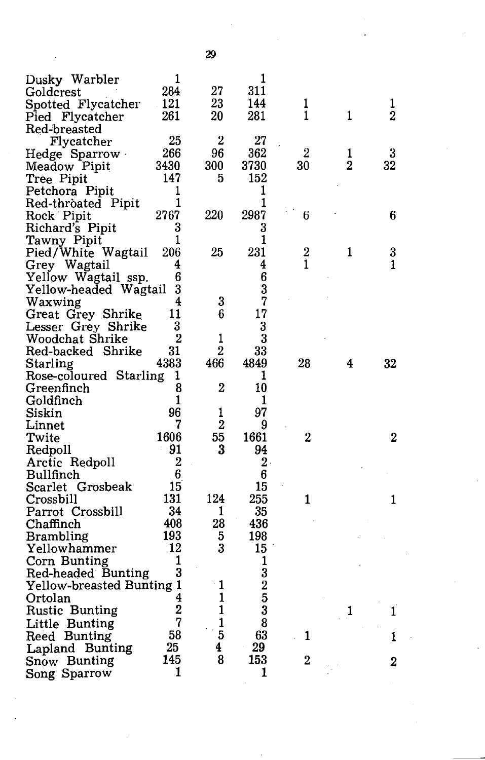| | | | | | | |
|---|---|---|---|---|---|---|
| Dusky Warbler | 1 | | 1 | | | |
| Goldcrest | 284 | 27 | 311 | | | |
| Spotted Flycatcher | 121 | 23 | 144 | 1 | | 1 |
| Pied Flycatcher | 261 | 20 | 281 | 1 | 1 | 2 |
| Red-breasted Flycatcher | 25 | 2 | 27 | | | |
| Hedge Sparrow | 266 | 96 | 362 | 2 | 1 | 3 |
| Meadow Pipit | 3430 | 300 | 3730 | 30 | 2 | 32 |
| Tree Pipit | 147 | 5 | 152 | | | |
| Petchora Pipit | 1 | | 1 | | | |
| Red-throated Pipit | 1 | | 1 | | | |
| Rock Pipit | 2767 | 220 | 2987 | 6 | | 6 |
| Richard's Pipit | 3 | | 3 | | | |
| Tawny Pipit | 1 | | 1 | | | |
| Pied/White Wagtail | 206 | 25 | 231 | 2 | 1 | 3 |
| Grey Wagtail | 4 | | 4 | 1 | | 1 |
| Yellow Wagtail ssp. | 6 | | 6 | | | |
| Yellow-headed Wagtail | 3 | | 3 | | | |
| Waxwing | 4 | 3 | 7 | | | |
| Great Grey Shrike | 11 | 6 | 17 | | | |
| Lesser Grey Shrike | 3 | | 3 | | | |
| Woodchat Shrike | 2 | 1 | 3 | | | |
| Red-backed Shrike | 31 | 2 | 33 | | | |
| Starling | 4383 | 466 | 4849 | 28 | 4 | 32 |
| Rose-coloured Starling | 1 | | 1 | | | |
| Greenfinch | 8 | 2 | 10 | | | |
| Goldfinch | 1 | | 1 | | | |
| Siskin | 96 | 1 | 97 | | | |
| Linnet | 7 | 2 | 9 | | | |
| Twite | 1606 | 55 | 1661 | 2 | | 2 |
| Redpoll | 91 | 3 | 94 | | | |
| Arctic Redpoll | 2 | | 2 | | | |
| Bullfinch | 6 | | 6 | | | |
| Scarlet Grosbeak | 15 | | 15 | | | |
| Crossbill | 131 | 124 | 255 | 1 | | 1 |
| Parrot Crossbill | 34 | 1 | 35 | | | |
| Chaffinch | 408 | 28 | 436 | | | |
| Brambling | 193 | 5 | 198 | | | |
| Yellowhammer | 12 | 3 | 15 | | | |
| Corn Bunting | 1 | | 1 | | | |
| Red-headed Bunting | 3 | | 3 | | | |
| Yellow-breasted Bunting | 1 | 1 | 2 | | | |
| Ortolan | 4 | 1 | 5 | | | |
| Rustic Bunting | 2 | 1 | 3 | | 1 | 1 |
| Little Bunting | 7 | 1 | 8 | | | |
| Reed Bunting | 58 | 5 | 63 | 1 | | 1 |
| Lapland Bunting | 25 | 4 | 29 | | | |
| Snow Bunting | 145 | 8 | 153 | 2 | | 2 |
| Song Sparrow | 1 | | 1 | | | |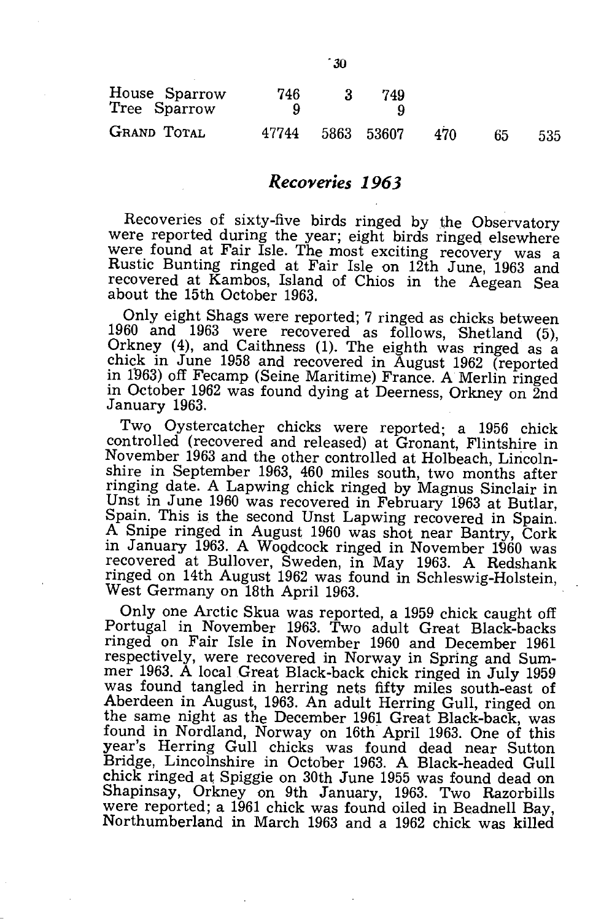| | | | | | | |
|---|---|---|---|---|---|---|
| House Sparrow | 746 | 3 | 749 | | | |
| Tree Sparrow | 9 | | 9 | | | |
| GRAND TOTAL | 47744 | 5863 | 53607 | 470 | 65 | 535 |

## *Recoveries 1963*

Recoveries of sixty-five birds ringed by the Observatory were reported during the year; eight birds ringed elsewhere were found at Fair Isle. The most exciting recovery was a Rustic Bunting ringed at Fair Isle on 12th June, 1963 and recovered at Kambos, Island of Chios in the Aegean Sea about the 15th October 1963.

Only eight Shags were reported; 7 ringed as chicks between 1960 and 1963 were recovered as follows, Shetland (5), Orkney (4), and Caithness (1). The eighth was ringed as a chick in June 1958 and recovered in August 1962 (reported in 1963) off Fecamp (Seine Maritime) France. A Merlin ringed in October 1962 was found dying at Deerness, Orkney on 2nd January 1963.

Two Oystercatcher chicks were reported; a 1956 chick controlled (recovered and released) at Gronant, Flintshire in November 1963 and the other controlled at Holbeach, Lincolnshire in September 1963, 460 miles south, two months after ringing date. A Lapwing chick ringed by Magnus Sinclair in Unst in June 1960 was recovered in February 1963 at Butlar, Spain. This is the second Unst Lapwing recovered in Spain. A Snipe ringed in August 1960 was shot near Bantry, Cork in January 1963. A Woodcock ringed in November 1960 was recovered at Bullover, Sweden, in May 1963. A Redshank ringed on 14th August 1962 was found in Schleswig-Holstein, West Germany on 18th April 1963.

Only one Arctic Skua was reported, a 1959 chick caught off Portugal in November 1963. Two adult Great Black-backs ringed on Fair Isle in November 1960 and December 1961 respectively, were recovered in Norway in Spring and Summer 1963. A local Great Black-back chick ringed in July 1959 was found tangled in herring nets fifty miles south-east of Aberdeen in August, 1963. An adult Herring Gull, ringed on the same night as the December 1961 Great Black-back, was found in Nordland, Norway on 16th April 1963. One of this year's Herring Gull chicks was found dead near Sutton Bridge, Lincolnshire in October 1963. A Black-headed Gull chick ringed at Spiggie on 30th June 1955 was found dead on Shapinsay, Orkney on 9th January, 1963. Two Razorbills were reported; a 1961 chick was found oiled in Beadnell Bay, Northumberland in March 1963 and a 1962 chick was killed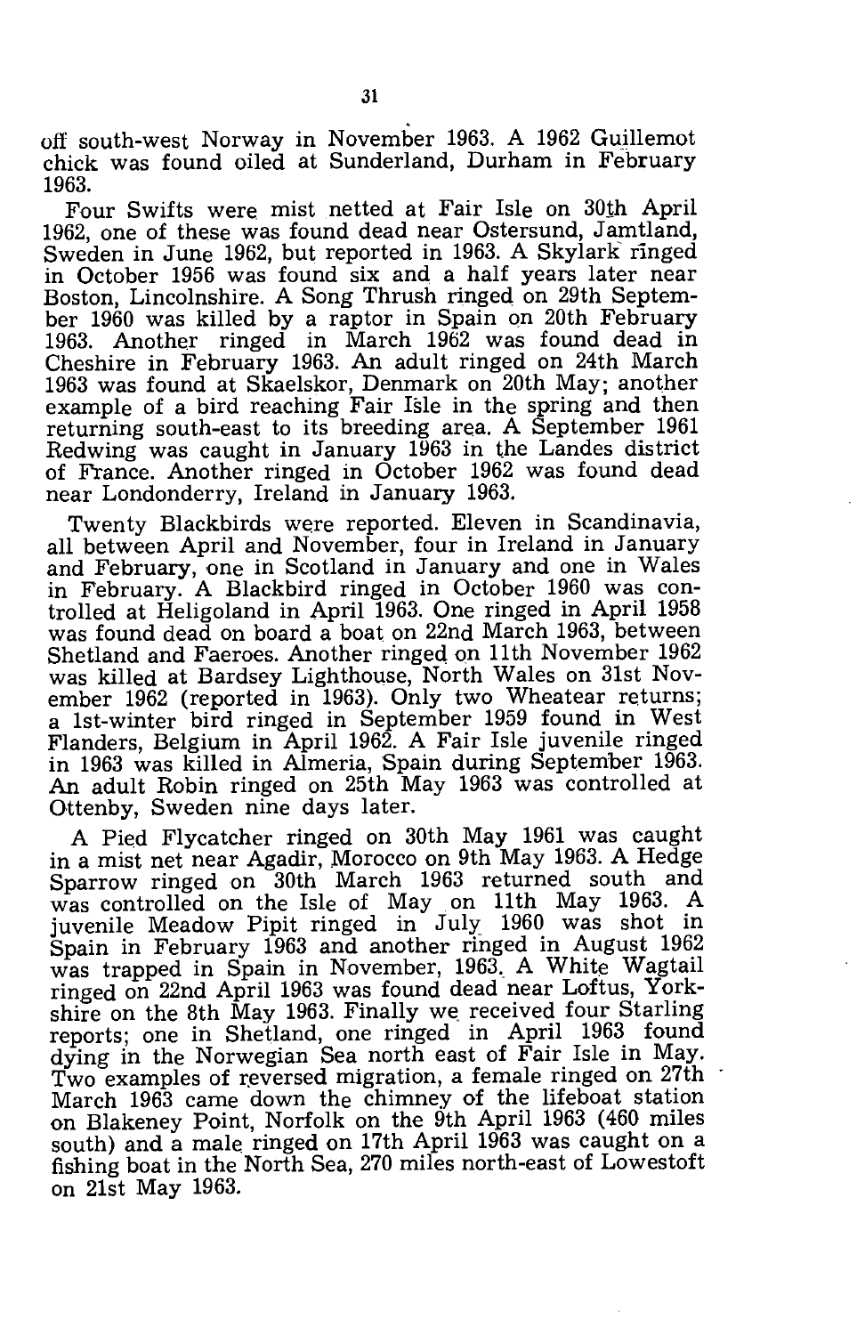off south-west Norway in November 1963. A 1962 Guillemot chick was found oiled at Sunderland, Durham in February 1963.

Four Swifts were mist netted at Fair Isle on 30th April 1962, one of these was found dead near Ostersund, Jamtland, Sweden in June 1962, but reported in 1963. A Skylark ringed in October 1956 was found six and a half years later near Boston, Lincolnshire. A Song Thrush ringed on 29th September 1960 was killed by a raptor in Spain on 20th February 1963. Another ringed in March 1962 was found dead in Cheshire in February 1963. An adult ringed on 24th March 1963 was found at Skaelskor, Denmark on 20th May; another example of a bird reaching Fair Isle in the spring and then returning south-east to its breeding area. A September 1961 Redwing was caught in January 1963 in the Landes district of France. Another ringed in October 1962 was found dead near Londonderry, Ireland in January 1963.

Twenty Blackbirds were reported. Eleven in Scandinavia, all between April and November, four in Ireland in January and February, one in Scotland in January and one in Wales in February. A Blackbird ringed in October 1960 was controlled at Heligoland in April 1963. One ringed in April 1958 was found dead on board a boat on 22nd March 1963, between Shetland and Faeroes. Another ringed on 11th November 1962 was killed at Bardsey Lighthouse, North Wales on 31st November 1962 (reported in 1963). Only two Wheatear returns; a 1st-winter bird ringed in September 1959 found in West Flanders, Belgium in April 1962. A Fair Isle juvenile ringed in 1963 was killed in Almeria, Spain during September 1963. An adult Robin ringed on 25th May 1963 was controlled at Ottenby, Sweden nine days later.

A Pied Flycatcher ringed on 30th May 1961 was caught in a mist net near Agadir, Morocco on 9th May 1963. A Hedge Sparrow ringed on 30th March 1963 returned south and was controlled on the Isle of May on 11th May 1963. A juvenile Meadow Pipit ringed in July 1960 was shot in Spain in February 1963 and another ringed in August 1962 was trapped in Spain in November, 1963. A White Wagtail ringed on 22nd April 1963 was found dead near Loftus, Yorkshire on the 8th May 1963. Finally we received four Starling reports; one in Shetland, one ringed in April 1963 found dying in the Norwegian Sea north east of Fair Isle in May. Two examples of reversed migration, a female ringed on 27th March 1963 came down the chimney of the lifeboat station on Blakeney Point, Norfolk on the 9th April 1963 (460 miles south) and a male ringed on 17th April 1963 was caught on a fishing boat in the North Sea, 270 miles north-east of Lowestoft on 21st May 1963.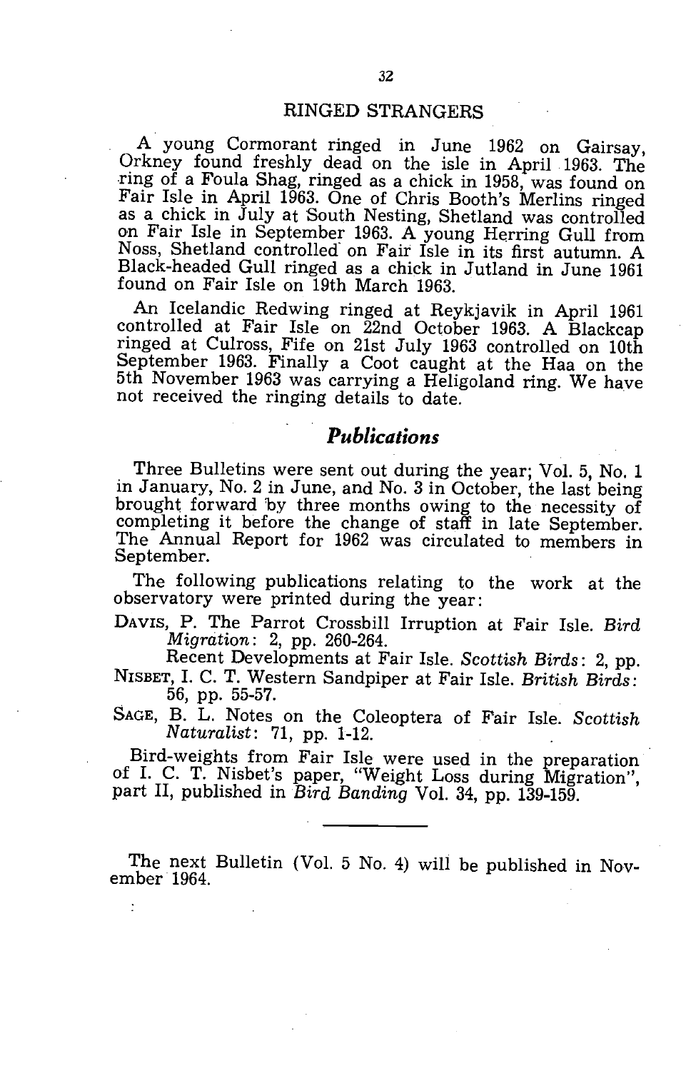## RINGED STRANGERS

A young Cormorant ringed in June 1962 on Gairsay, Orkney found freshly dead on the isle in April 1963. The ring of a Foula Shag, ringed as a chick in 1958, was found on Fair Isle in April 1963. One of Chris Booth's Merlins ringed as a chick in July at South Nesting, Shetland was controlled on Fair Isle in September 1963. A young Herring Gull from Noss, Shetland controlled on Fair Isle in its first autumn. A Black-headed Gull ringed as a chick in Jutland in June 1961 found on Fair Isle on 19th March 1963.

An Icelandic Redwing ringed at Reykjavik in April 1961 controlled at Fair Isle on 22nd October 1963. A Blackcap ringed at Culross, Fife on 21st July 1963 controlled on 10th September 1963. Finally a Coot caught at the Haa on the 5th November 1963 was carrying a Heligoland ring. We have not received the ringing details to date.

## *Publications*

Three Bulletins were sent out during the year; Vol. 5, No. 1 in January, No. 2 in June, and No. 3 in October, the last being brought forward by three months owing to the necessity of completing it before the change of staff in late September. The Annual Report for 1962 was circulated to members in September.

The following publications relating to the work at the observatory were printed during the year:

DAVIS, P. The Parrot Crossbill Irruption at Fair Isle. *Bird Migration*: 2, pp. 260-264.
Recent Developments at Fair Isle. *Scottish Birds*: 2, pp.

NISBET, I. C. T. Western Sandpiper at Fair Isle. *British Birds*: 56, pp. 55-57.

SAGE, B. L. Notes on the Coleoptera of Fair Isle. *Scottish Naturalist*: 71, pp. 1-12.

Bird-weights from Fair Isle were used in the preparation of I. C. T. Nisbet's paper, "Weight Loss during Migration", part II, published in *Bird Banding* Vol. 34, pp. 139-159.

---

The next Bulletin (Vol. 5 No. 4) will be published in November 1964.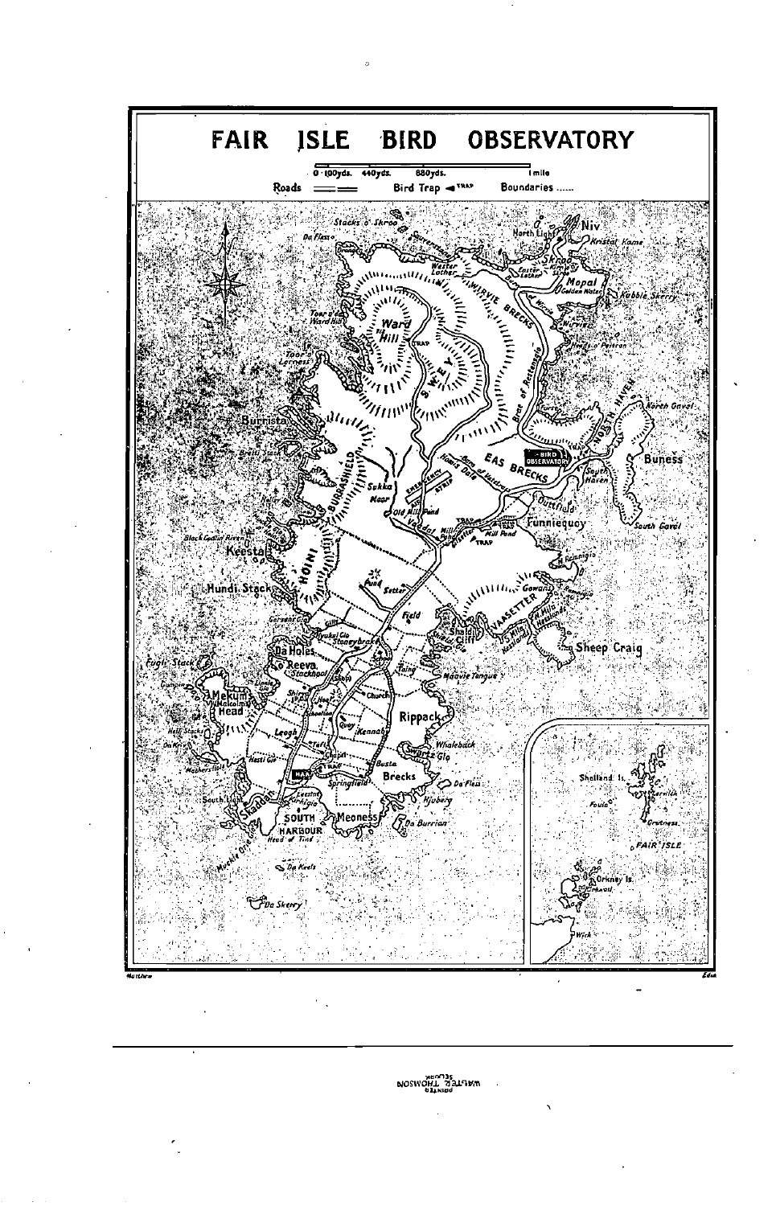# FAIR ISLE BIRD OBSERVATORY

0 100yds. 440yds. 880yds. 1 mile

Roads ══ Bird Trap ◄TRAP Boundaries ......